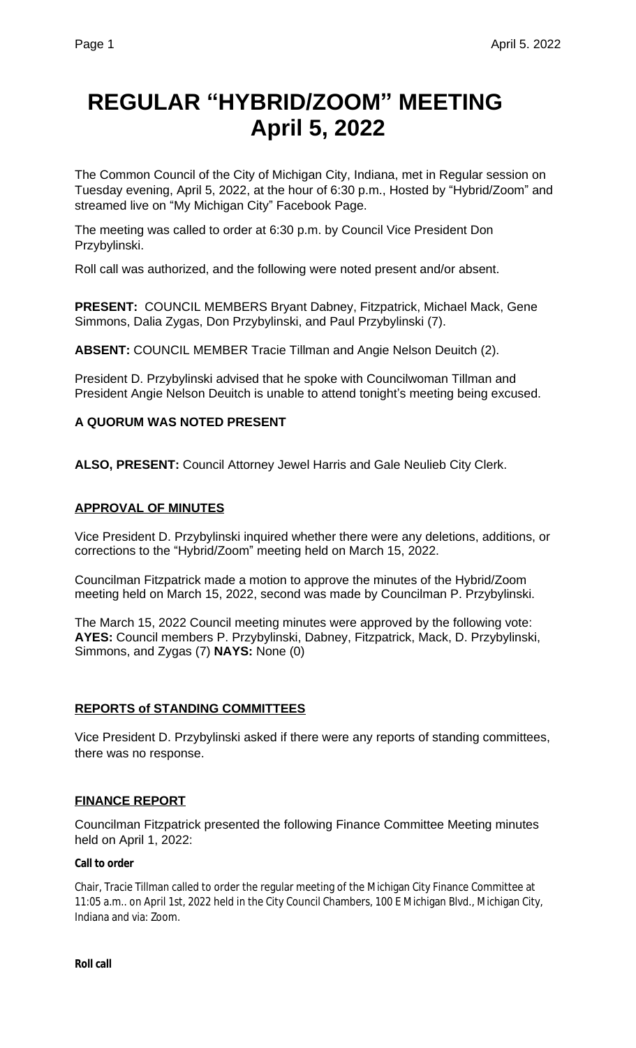# REGULAR "HYBRID/ZOOM" MEETING April 5, 2022

The Common Council of the City of Michigan City, Indiana, met in Regular session on Tuesday evening, April 5, 2022, at the hour of 6:30 p.m., Hosted by "Hybrid/Zoom" and streamed live on "My Michigan City" Facebook Page.

The meeting was called to order at 6:30 p.m. by Council Vice President Don Przybylinski.

Roll call was authorized, and the following were noted present and/or absent.

**PRESENT:** COUNCIL MEMBERS Bryant Dabney, Fitzpatrick, Michael Mack, Gene Simmons, Dalia Zygas, Don Przybylinski, and Paul Przybylinski (7).

**ABSENT:** COUNCIL MEMBER Tracie Tillman and Angie Nelson Deuitch (2).

President D. Przybylinski advised that he spoke with Councilwoman Tillman and President Angie Nelson Deuitch is unable to attend tonight's meeting being excused.

**A QUORUM WAS NOTED PRESENT**

**ALSO, PRESENT:** Council Attorney Jewel Harris and Gale Neulieb City Clerk.

## APPROVAL OF MINUTES

Vice President D. Przybylinski inquired whether there were any deletions, additions, or corrections to the "Hybrid/Zoom" meeting held on March 15, 2022.

Councilman Fitzpatrick made a motion to approve the minutes of the Hybrid/Zoom meeting held on March 15, 2022, second was made by Councilman P. Przybylinski.

The March 15, 2022 Council meeting minutes were approved by the following vote: **AYES:** Council members P. Przybylinski, Dabney, Fitzpatrick, Mack, D. Przybylinski, Simmons, and Zygas (7) **NAYS:** None (0)

## REPORTS of STANDING COMMITTEES

Vice President D. Przybylinski asked if there were any reports of standing committees, there was no response.

## FINANCE REPORT

Councilman Fitzpatrick presented the following Finance Committee Meeting minutes held on April 1, 2022:

**Call to order**

Chair, Tracie Tillman called to order the regular meeting of the Michigan City Finance Committee at 11:05 a.m.. on April 1st, 2022 held in the City Council Chambers, 100 E Michigan Blvd., Michigan City, Indiana and via: Zoom.

**Roll call**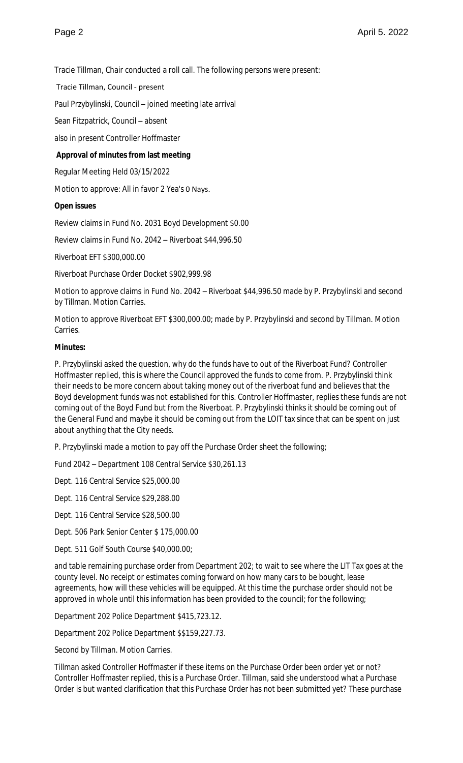Tracie Tillman, Chair conducted a roll call. The following persons were present:

Tracie Tillman, Council - present

Paul Przybylinski, Council – joined meeting late arrival

Sean Fitzpatrick, Council – absent

also in present Controller Hoffmaster

**Approval of minutes from last meeting**

Regular Meeting Held 03/15/2022

Motion to approve: All in favor 2 Yea's 0 Nays.

**Open issues**

Review claims in Fund No. 2031 Boyd Development $0.00

Review claims in Fund No. 2042 – Riverboat $44,996.50

Riverboat EFT $300,000.00

Riverboat Purchase Order Docket $902,999.98

Motion to approve claims in Fund No. 2042 – Riverboat $44,996.50 made by P. Przybylinski and second by Tillman. Motion Carries.

Motion to approve Riverboat EFT $300,000.00; made by P. Przybylinski and second by Tillman. Motion Carries.

**Minutes:**

P. Przybylinski asked the question, why do the funds have to out of the Riverboat Fund? Controller Hoffmaster replied, this is where the Council approved the funds to come from. P. Przybylinski think their needs to be more concern about taking money out of the riverboat fund and believes that the Boyd development funds was not established for this. Controller Hoffmaster, replies these funds are not coming out of the Boyd Fund but from the Riverboat. P. Przybylinski thinks it should be coming out of the General Fund and maybe it should be coming out from the LOIT tax since that can be spent on just about anything that the City needs.

P. Przybylinski made a motion to pay off the Purchase Order sheet the following;

Fund 2042 – Department 108 Central Service $30,261.13

Dept. 116 Central Service $25,000.00

Dept. 116 Central Service $29,288.00

Dept. 116 Central Service $28,500.00

Dept. 506 Park Senior Center $ 175,000.00

Dept. 511 Golf South Course $40,000.00;

and table remaining purchase order from Department 202; to wait to see where the LIT Tax goes at the county level. No receipt or estimates coming forward on how many cars to be bought, lease agreements, how will these vehicles will be equipped. At this time the purchase order should not be approved in whole until this information has been provided to the council; for the following;

Department 202 Police Department $415,723.12.

Department 202 Police Department $$159,227.73.

Second by Tillman. Motion Carries.

Tillman asked Controller Hoffmaster if these items on the Purchase Order been order yet or not? Controller Hoffmaster replied, this is a Purchase Order. Tillman, said she understood what a Purchase Order is but wanted clarification that this Purchase Order has not been submitted yet? These purchase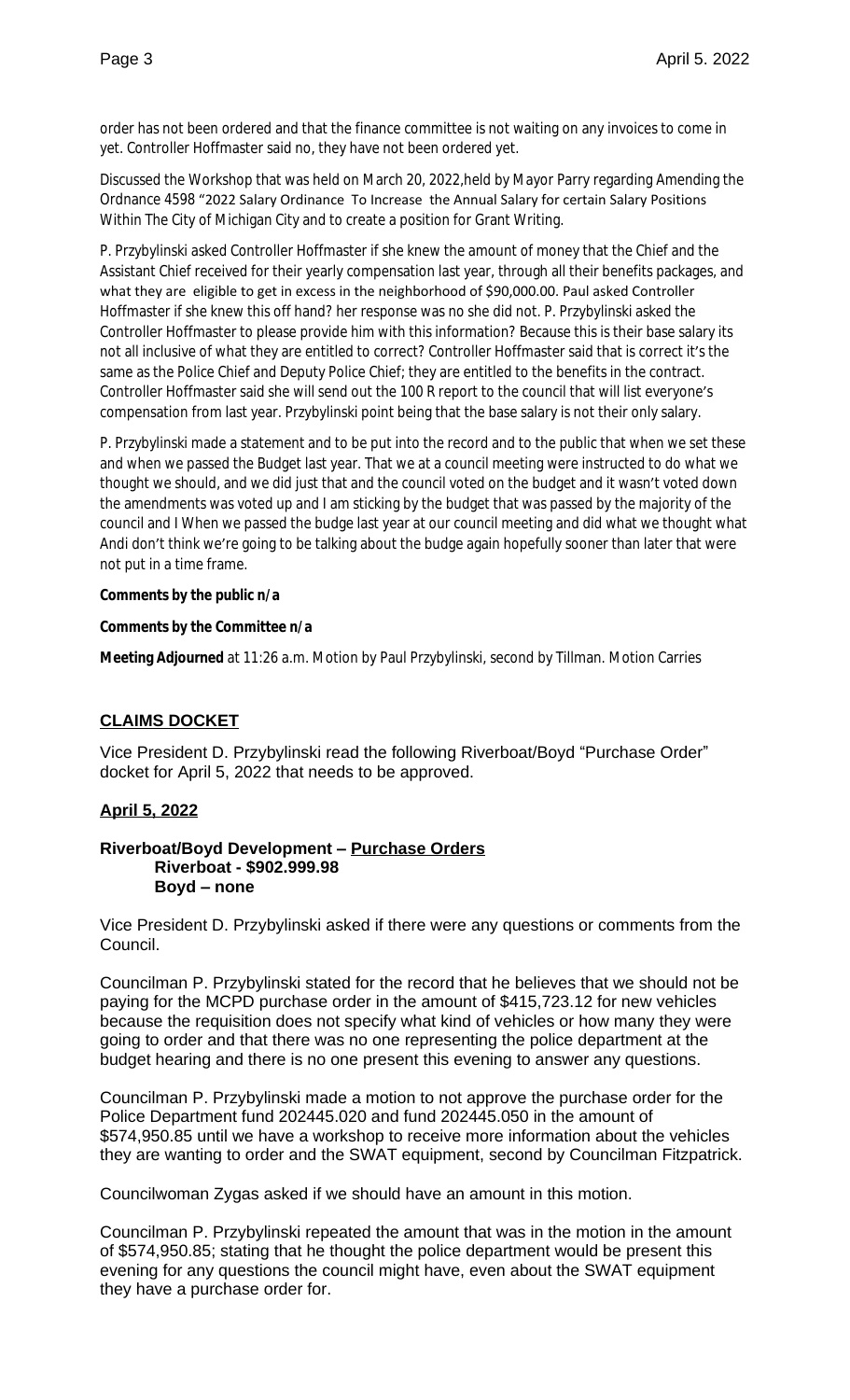order has not been ordered and that the finance committee is not waiting on any invoices to come in yet. Controller Hoffmaster said no, they have not been ordered yet.

Discussed the Workshop that was held on March 20, 2022,held by Mayor Parry regarding Amending the Ordnance 4598 "2022 Salary Ordinance To Increase the Annual Salary for certain Salary Positions Within The City of Michigan City and to create a position for Grant Writing.

P. Przybylinski asked Controller Hoffmaster if she knew the amount of money that the Chief and the Assistant Chief received for their yearly compensation last year, through all their benefits packages, and what they are eligible to get in excess in the neighborhood of $90,000.00. Paul asked Controller Hoffmaster if she knew this off hand? her response was no she did not. P. Przybylinski asked the Controller Hoffmaster to please provide him with this information? Because this is their base salary its not all inclusive of what they are entitled to correct? Controller Hoffmaster said that is correct it's the same as the Police Chief and Deputy Police Chief; they are entitled to the benefits in the contract. Controller Hoffmaster said she will send out the 100 R report to the council that will list everyone's compensation from last year. Przybylinski point being that the base salary is not their only salary.

P. Przybylinski made a statement and to be put into the record and to the public that when we set these and when we passed the Budget last year. That we at a council meeting were instructed to do what we thought we should, and we did just that and the council voted on the budget and it wasn't voted down the amendments was voted up and I am sticking by the budget that was passed by the majority of the council and I When we passed the budge last year at our council meeting and did what we thought what Andi don't think we're going to be talking about the budge again hopefully sooner than later that were not put in a time frame.

**Comments by the public n/a**

**Comments by the Committee n/a**

**Meeting Adjourned** at 11:26 a.m. Motion by Paul Przybylinski, second by Tillman. Motion Carries

## CLAIMS DOCKET

Vice President D. Przybylinski read the following Riverboat/Boyd "Purchase Order" docket for April 5, 2022 that needs to be approved.

### April 5, 2022

**Riverboat/Boyd Development – Purchase Orders**
**Riverboat - $902.999.98**
**Boyd – none**

Vice President D. Przybylinski asked if there were any questions or comments from the Council.

Councilman P. Przybylinski stated for the record that he believes that we should not be paying for the MCPD purchase order in the amount of $415,723.12 for new vehicles because the requisition does not specify what kind of vehicles or how many they were going to order and that there was no one representing the police department at the budget hearing and there is no one present this evening to answer any questions.

Councilman P. Przybylinski made a motion to not approve the purchase order for the Police Department fund 202445.020 and fund 202445.050 in the amount of $574,950.85 until we have a workshop to receive more information about the vehicles they are wanting to order and the SWAT equipment, second by Councilman Fitzpatrick.

Councilwoman Zygas asked if we should have an amount in this motion.

Councilman P. Przybylinski repeated the amount that was in the motion in the amount of $574,950.85; stating that he thought the police department would be present this evening for any questions the council might have, even about the SWAT equipment they have a purchase order for.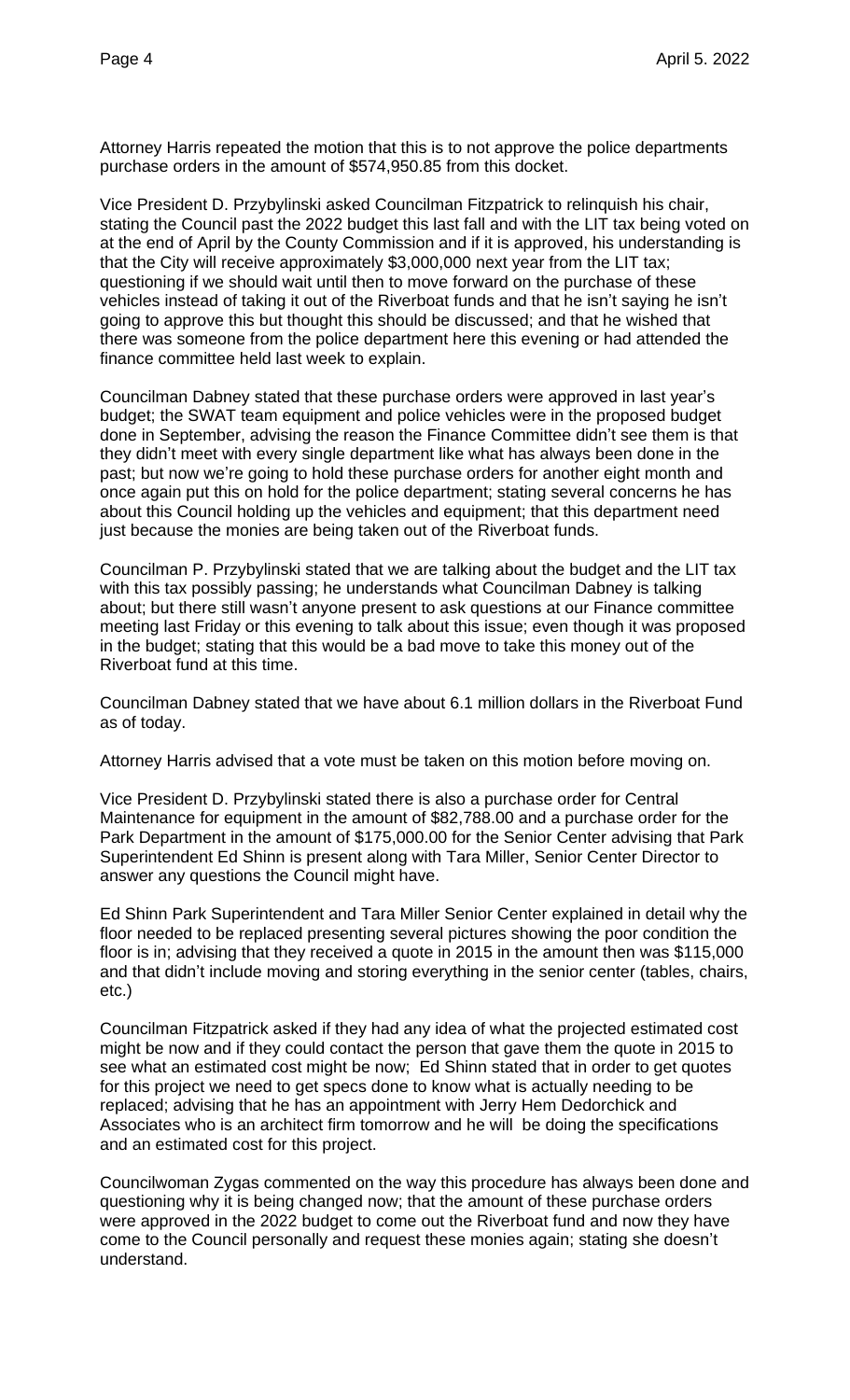Attorney Harris repeated the motion that this is to not approve the police departments purchase orders in the amount of $574,950.85 from this docket.

Vice President D. Przybylinski asked Councilman Fitzpatrick to relinquish his chair, stating the Council past the 2022 budget this last fall and with the LIT tax being voted on at the end of April by the County Commission and if it is approved, his understanding is that the City will receive approximately $3,000,000 next year from the LIT tax; questioning if we should wait until then to move forward on the purchase of these vehicles instead of taking it out of the Riverboat funds and that he isn't saying he isn't going to approve this but thought this should be discussed; and that he wished that there was someone from the police department here this evening or had attended the finance committee held last week to explain.

Councilman Dabney stated that these purchase orders were approved in last year's budget; the SWAT team equipment and police vehicles were in the proposed budget done in September, advising the reason the Finance Committee didn't see them is that they didn't meet with every single department like what has always been done in the past; but now we're going to hold these purchase orders for another eight month and once again put this on hold for the police department; stating several concerns he has about this Council holding up the vehicles and equipment; that this department need just because the monies are being taken out of the Riverboat funds.

Councilman P. Przybylinski stated that we are talking about the budget and the LIT tax with this tax possibly passing; he understands what Councilman Dabney is talking about; but there still wasn't anyone present to ask questions at our Finance committee meeting last Friday or this evening to talk about this issue; even though it was proposed in the budget; stating that this would be a bad move to take this money out of the Riverboat fund at this time.

Councilman Dabney stated that we have about 6.1 million dollars in the Riverboat Fund as of today.

Attorney Harris advised that a vote must be taken on this motion before moving on.

Vice President D. Przybylinski stated there is also a purchase order for Central Maintenance for equipment in the amount of $82,788.00 and a purchase order for the Park Department in the amount of $175,000.00 for the Senior Center advising that Park Superintendent Ed Shinn is present along with Tara Miller, Senior Center Director to answer any questions the Council might have.

Ed Shinn Park Superintendent and Tara Miller Senior Center explained in detail why the floor needed to be replaced presenting several pictures showing the poor condition the floor is in; advising that they received a quote in 2015 in the amount then was $115,000 and that didn't include moving and storing everything in the senior center (tables, chairs, etc.)

Councilman Fitzpatrick asked if they had any idea of what the projected estimated cost might be now and if they could contact the person that gave them the quote in 2015 to see what an estimated cost might be now; Ed Shinn stated that in order to get quotes for this project we need to get specs done to know what is actually needing to be replaced; advising that he has an appointment with Jerry Hem Dedorchick and Associates who is an architect firm tomorrow and he will be doing the specifications and an estimated cost for this project.

Councilwoman Zygas commented on the way this procedure has always been done and questioning why it is being changed now; that the amount of these purchase orders were approved in the 2022 budget to come out the Riverboat fund and now they have come to the Council personally and request these monies again; stating she doesn't understand.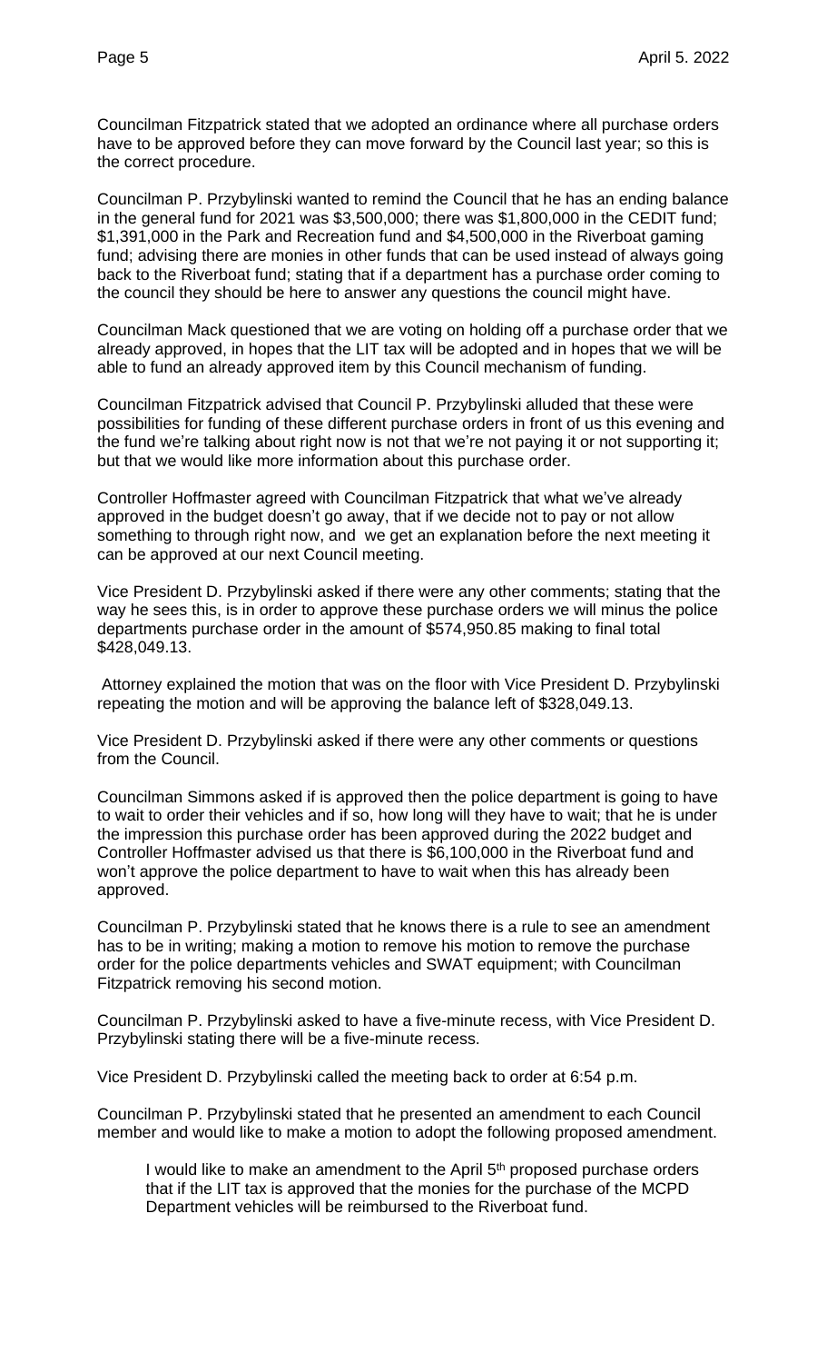Councilman Fitzpatrick stated that we adopted an ordinance where all purchase orders have to be approved before they can move forward by the Council last year; so this is the correct procedure.

Councilman P. Przybylinski wanted to remind the Council that he has an ending balance in the general fund for 2021 was $3,500,000; there was $1,800,000 in the CEDIT fund; $1,391,000 in the Park and Recreation fund and $4,500,000 in the Riverboat gaming fund; advising there are monies in other funds that can be used instead of always going back to the Riverboat fund; stating that if a department has a purchase order coming to the council they should be here to answer any questions the council might have.

Councilman Mack questioned that we are voting on holding off a purchase order that we already approved, in hopes that the LIT tax will be adopted and in hopes that we will be able to fund an already approved item by this Council mechanism of funding.

Councilman Fitzpatrick advised that Council P. Przybylinski alluded that these were possibilities for funding of these different purchase orders in front of us this evening and the fund we're talking about right now is not that we're not paying it or not supporting it; but that we would like more information about this purchase order.

Controller Hoffmaster agreed with Councilman Fitzpatrick that what we've already approved in the budget doesn't go away, that if we decide not to pay or not allow something to through right now, and we get an explanation before the next meeting it can be approved at our next Council meeting.

Vice President D. Przybylinski asked if there were any other comments; stating that the way he sees this, is in order to approve these purchase orders we will minus the police departments purchase order in the amount of $574,950.85 making to final total $428,049.13.

Attorney explained the motion that was on the floor with Vice President D. Przybylinski repeating the motion and will be approving the balance left of $328,049.13.

Vice President D. Przybylinski asked if there were any other comments or questions from the Council.

Councilman Simmons asked if is approved then the police department is going to have to wait to order their vehicles and if so, how long will they have to wait; that he is under the impression this purchase order has been approved during the 2022 budget and Controller Hoffmaster advised us that there is $6,100,000 in the Riverboat fund and won't approve the police department to have to wait when this has already been approved.

Councilman P. Przybylinski stated that he knows there is a rule to see an amendment has to be in writing; making a motion to remove his motion to remove the purchase order for the police departments vehicles and SWAT equipment; with Councilman Fitzpatrick removing his second motion.

Councilman P. Przybylinski asked to have a five-minute recess, with Vice President D. Przybylinski stating there will be a five-minute recess.

Vice President D. Przybylinski called the meeting back to order at 6:54 p.m.

Councilman P. Przybylinski stated that he presented an amendment to each Council member and would like to make a motion to adopt the following proposed amendment.

> I would like to make an amendment to the April 5th proposed purchase orders that if the LIT tax is approved that the monies for the purchase of the MCPD Department vehicles will be reimbursed to the Riverboat fund.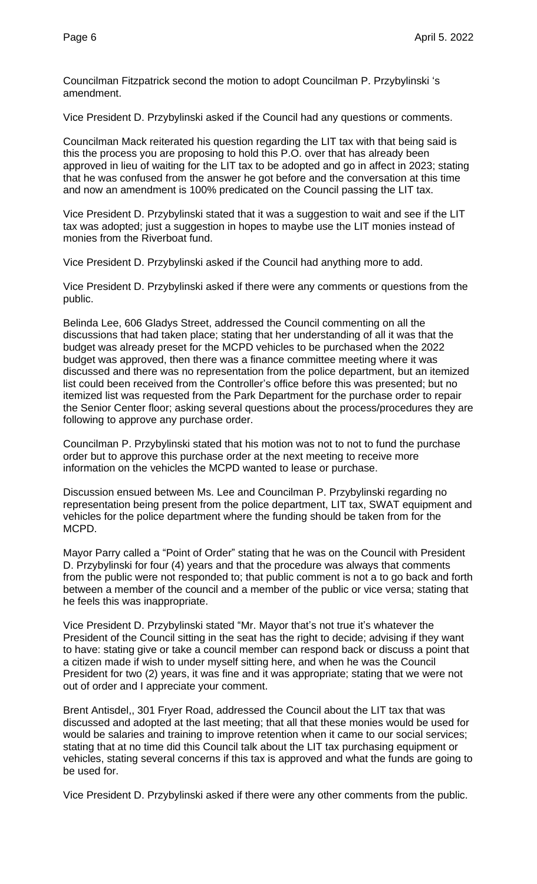Councilman Fitzpatrick second the motion to adopt Councilman P. Przybylinski 's amendment.

Vice President D. Przybylinski asked if the Council had any questions or comments.

Councilman Mack reiterated his question regarding the LIT tax with that being said is this the process you are proposing to hold this P.O. over that has already been approved in lieu of waiting for the LIT tax to be adopted and go in affect in 2023; stating that he was confused from the answer he got before and the conversation at this time and now an amendment is 100% predicated on the Council passing the LIT tax.

Vice President D. Przybylinski stated that it was a suggestion to wait and see if the LIT tax was adopted; just a suggestion in hopes to maybe use the LIT monies instead of monies from the Riverboat fund.

Vice President D. Przybylinski asked if the Council had anything more to add.

Vice President D. Przybylinski asked if there were any comments or questions from the public.

Belinda Lee, 606 Gladys Street, addressed the Council commenting on all the discussions that had taken place; stating that her understanding of all it was that the budget was already preset for the MCPD vehicles to be purchased when the 2022 budget was approved, then there was a finance committee meeting where it was discussed and there was no representation from the police department, but an itemized list could been received from the Controller's office before this was presented; but no itemized list was requested from the Park Department for the purchase order to repair the Senior Center floor; asking several questions about the process/procedures they are following to approve any purchase order.

Councilman P. Przybylinski stated that his motion was not to not to fund the purchase order but to approve this purchase order at the next meeting to receive more information on the vehicles the MCPD wanted to lease or purchase.

Discussion ensued between Ms. Lee and Councilman P. Przybylinski regarding no representation being present from the police department, LIT tax, SWAT equipment and vehicles for the police department where the funding should be taken from for the MCPD.

Mayor Parry called a "Point of Order" stating that he was on the Council with President D. Przybylinski for four (4) years and that the procedure was always that comments from the public were not responded to; that public comment is not a to go back and forth between a member of the council and a member of the public or vice versa; stating that he feels this was inappropriate.

Vice President D. Przybylinski stated "Mr. Mayor that's not true it's whatever the President of the Council sitting in the seat has the right to decide; advising if they want to have: stating give or take a council member can respond back or discuss a point that a citizen made if wish to under myself sitting here, and when he was the Council President for two (2) years, it was fine and it was appropriate; stating that we were not out of order and I appreciate your comment.

Brent Antisdel,, 301 Fryer Road, addressed the Council about the LIT tax that was discussed and adopted at the last meeting; that all that these monies would be used for would be salaries and training to improve retention when it came to our social services; stating that at no time did this Council talk about the LIT tax purchasing equipment or vehicles, stating several concerns if this tax is approved and what the funds are going to be used for.

Vice President D. Przybylinski asked if there were any other comments from the public.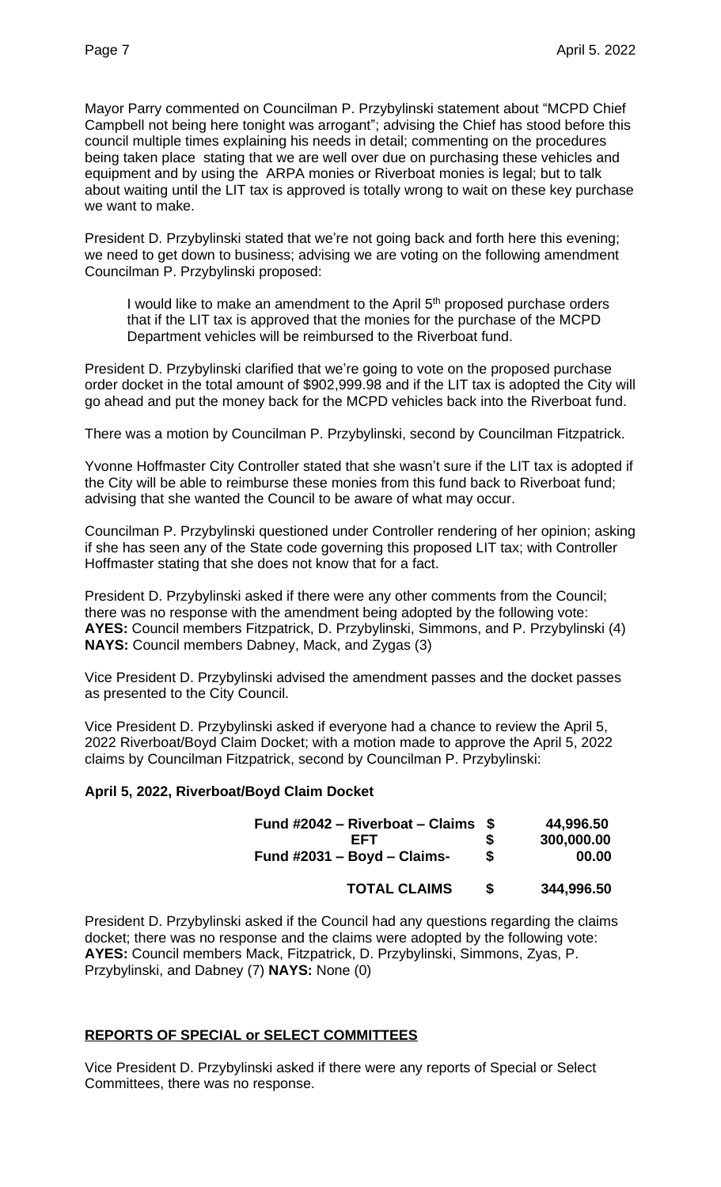Mayor Parry commented on Councilman P. Przybylinski statement about "MCPD Chief Campbell not being here tonight was arrogant"; advising the Chief has stood before this council multiple times explaining his needs in detail; commenting on the procedures being taken place stating that we are well over due on purchasing these vehicles and equipment and by using the ARPA monies or Riverboat monies is legal; but to talk about waiting until the LIT tax is approved is totally wrong to wait on these key purchase we want to make.

President D. Przybylinski stated that we're not going back and forth here this evening; we need to get down to business; advising we are voting on the following amendment Councilman P. Przybylinski proposed:

> I would like to make an amendment to the April 5th proposed purchase orders that if the LIT tax is approved that the monies for the purchase of the MCPD Department vehicles will be reimbursed to the Riverboat fund.

President D. Przybylinski clarified that we're going to vote on the proposed purchase order docket in the total amount of $902,999.98 and if the LIT tax is adopted the City will go ahead and put the money back for the MCPD vehicles back into the Riverboat fund.

There was a motion by Councilman P. Przybylinski, second by Councilman Fitzpatrick.

Yvonne Hoffmaster City Controller stated that she wasn't sure if the LIT tax is adopted if the City will be able to reimburse these monies from this fund back to Riverboat fund; advising that she wanted the Council to be aware of what may occur.

Councilman P. Przybylinski questioned under Controller rendering of her opinion; asking if she has seen any of the State code governing this proposed LIT tax; with Controller Hoffmaster stating that she does not know that for a fact.

President D. Przybylinski asked if there were any other comments from the Council; there was no response with the amendment being adopted by the following vote: **AYES:** Council members Fitzpatrick, D. Przybylinski, Simmons, and P. Przybylinski (4) **NAYS:** Council members Dabney, Mack, and Zygas (3)

Vice President D. Przybylinski advised the amendment passes and the docket passes as presented to the City Council.

Vice President D. Przybylinski asked if everyone had a chance to review the April 5, 2022 Riverboat/Boyd Claim Docket; with a motion made to approve the April 5, 2022 claims by Councilman Fitzpatrick, second by Councilman P. Przybylinski:

**April 5, 2022, Riverboat/Boyd Claim Docket**

| | | |
|---|---|---|
| **Fund #2042 – Riverboat – Claims** | **$** | **44,996.50** |
| **EFT** | **$** | **300,000.00** |
| **Fund #2031 – Boyd – Claims-** | **$** | **00.00** |
| **TOTAL CLAIMS** | **$** | **344,996.50** |

President D. Przybylinski asked if the Council had any questions regarding the claims docket; there was no response and the claims were adopted by the following vote: **AYES:** Council members Mack, Fitzpatrick, D. Przybylinski, Simmons, Zyas, P. Przybylinski, and Dabney (7) **NAYS:** None (0)

## **REPORTS OF SPECIAL or SELECT COMMITTEES**

Vice President D. Przybylinski asked if there were any reports of Special or Select Committees, there was no response.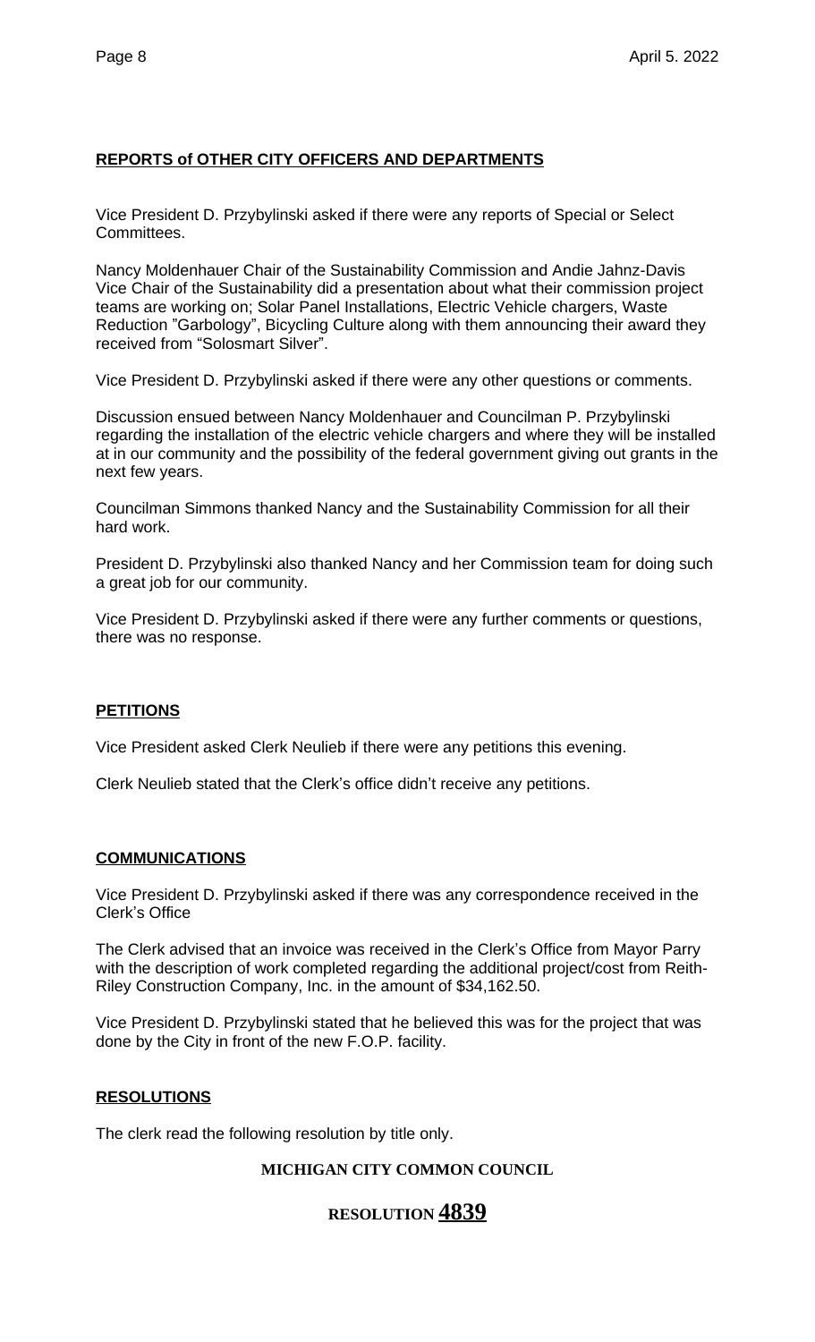**REPORTS of OTHER CITY OFFICERS AND DEPARTMENTS**

Vice President D. Przybylinski asked if there were any reports of Special or Select Committees.

Nancy Moldenhauer Chair of the Sustainability Commission and Andie Jahnz-Davis Vice Chair of the Sustainability did a presentation about what their commission project teams are working on; Solar Panel Installations, Electric Vehicle chargers, Waste Reduction "Garbology", Bicycling Culture along with them announcing their award they received from "Solosmart Silver".

Vice President D. Przybylinski asked if there were any other questions or comments.

Discussion ensued between Nancy Moldenhauer and Councilman P. Przybylinski regarding the installation of the electric vehicle chargers and where they will be installed at in our community and the possibility of the federal government giving out grants in the next few years.

Councilman Simmons thanked Nancy and the Sustainability Commission for all their hard work.

President D. Przybylinski also thanked Nancy and her Commission team for doing such a great job for our community.

Vice President D. Przybylinski asked if there were any further comments or questions, there was no response.

**PETITIONS**

Vice President asked Clerk Neulieb if there were any petitions this evening.

Clerk Neulieb stated that the Clerk's office didn't receive any petitions.

**COMMUNICATIONS**

Vice President D. Przybylinski asked if there was any correspondence received in the Clerk's Office

The Clerk advised that an invoice was received in the Clerk's Office from Mayor Parry with the description of work completed regarding the additional project/cost from Reith-Riley Construction Company, Inc. in the amount of $34,162.50.

Vice President D. Przybylinski stated that he believed this was for the project that was done by the City in front of the new F.O.P. facility.

**RESOLUTIONS**

The clerk read the following resolution by title only.

**MICHIGAN CITY COMMON COUNCIL**

**RESOLUTION 4839**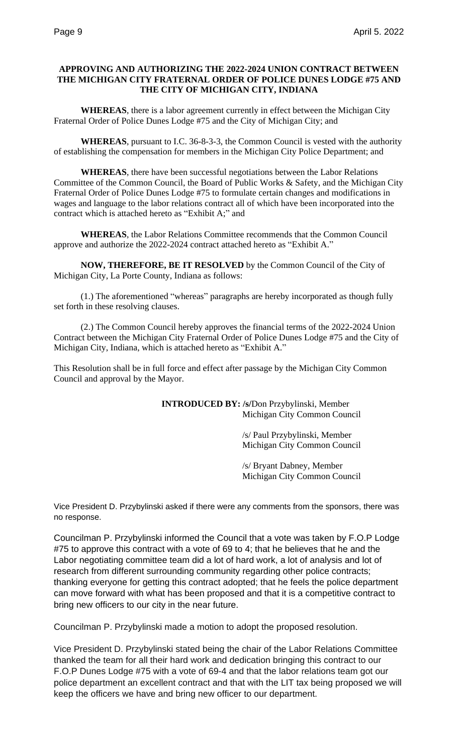**APPROVING AND AUTHORIZING THE 2022-2024 UNION CONTRACT BETWEEN THE MICHIGAN CITY FRATERNAL ORDER OF POLICE DUNES LODGE #75 AND THE CITY OF MICHIGAN CITY, INDIANA**

**WHEREAS**, there is a labor agreement currently in effect between the Michigan City Fraternal Order of Police Dunes Lodge #75 and the City of Michigan City; and

**WHEREAS**, pursuant to I.C. 36-8-3-3, the Common Council is vested with the authority of establishing the compensation for members in the Michigan City Police Department; and

**WHEREAS**, there have been successful negotiations between the Labor Relations Committee of the Common Council, the Board of Public Works & Safety, and the Michigan City Fraternal Order of Police Dunes Lodge #75 to formulate certain changes and modifications in wages and language to the labor relations contract all of which have been incorporated into the contract which is attached hereto as "Exhibit A;" and

**WHEREAS**, the Labor Relations Committee recommends that the Common Council approve and authorize the 2022-2024 contract attached hereto as "Exhibit A."

**NOW, THEREFORE, BE IT RESOLVED** by the Common Council of the City of Michigan City, La Porte County, Indiana as follows:

(1.) The aforementioned "whereas" paragraphs are hereby incorporated as though fully set forth in these resolving clauses.

(2.) The Common Council hereby approves the financial terms of the 2022-2024 Union Contract between the Michigan City Fraternal Order of Police Dunes Lodge #75 and the City of Michigan City, Indiana, which is attached hereto as "Exhibit A."

This Resolution shall be in full force and effect after passage by the Michigan City Common Council and approval by the Mayor.

**INTRODUCED BY: /s/**Don Przybylinski, Member
Michigan City Common Council

/s/ Paul Przybylinski, Member
Michigan City Common Council

/s/ Bryant Dabney, Member
Michigan City Common Council

Vice President D. Przybylinski asked if there were any comments from the sponsors, there was no response.

Councilman P. Przybylinski informed the Council that a vote was taken by F.O.P Lodge #75 to approve this contract with a vote of 69 to 4; that he believes that he and the Labor negotiating committee team did a lot of hard work, a lot of analysis and lot of research from different surrounding community regarding other police contracts; thanking everyone for getting this contract adopted; that he feels the police department can move forward with what has been proposed and that it is a competitive contract to bring new officers to our city in the near future.

Councilman P. Przybylinski made a motion to adopt the proposed resolution.

Vice President D. Przybylinski stated being the chair of the Labor Relations Committee thanked the team for all their hard work and dedication bringing this contract to our F.O.P Dunes Lodge #75 with a vote of 69-4 and that the labor relations team got our police department an excellent contract and that with the LIT tax being proposed we will keep the officers we have and bring new officer to our department.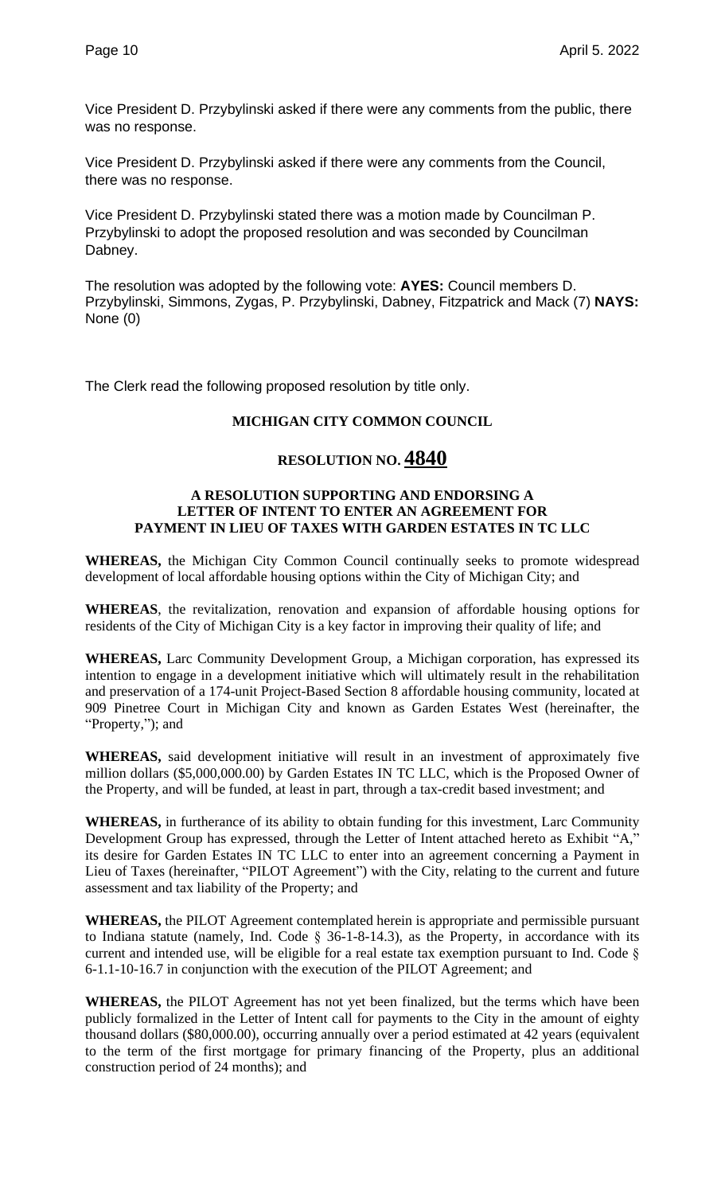Vice President D. Przybylinski asked if there were any comments from the public, there was no response.

Vice President D. Przybylinski asked if there were any comments from the Council, there was no response.

Vice President D. Przybylinski stated there was a motion made by Councilman P. Przybylinski to adopt the proposed resolution and was seconded by Councilman Dabney.

The resolution was adopted by the following vote: **AYES:** Council members D. Przybylinski, Simmons, Zygas, P. Przybylinski, Dabney, Fitzpatrick and Mack (7) **NAYS:** None (0)

The Clerk read the following proposed resolution by title only.

**MICHIGAN CITY COMMON COUNCIL**

**RESOLUTION NO. 4840**

**A RESOLUTION SUPPORTING AND ENDORSING A LETTER OF INTENT TO ENTER AN AGREEMENT FOR PAYMENT IN LIEU OF TAXES WITH GARDEN ESTATES IN TC LLC**

**WHEREAS,** the Michigan City Common Council continually seeks to promote widespread development of local affordable housing options within the City of Michigan City; and

**WHEREAS**, the revitalization, renovation and expansion of affordable housing options for residents of the City of Michigan City is a key factor in improving their quality of life; and

**WHEREAS,** Larc Community Development Group, a Michigan corporation, has expressed its intention to engage in a development initiative which will ultimately result in the rehabilitation and preservation of a 174-unit Project-Based Section 8 affordable housing community, located at 909 Pinetree Court in Michigan City and known as Garden Estates West (hereinafter, the "Property,"); and

**WHEREAS,** said development initiative will result in an investment of approximately five million dollars ($5,000,000.00) by Garden Estates IN TC LLC, which is the Proposed Owner of the Property, and will be funded, at least in part, through a tax-credit based investment; and

**WHEREAS,** in furtherance of its ability to obtain funding for this investment, Larc Community Development Group has expressed, through the Letter of Intent attached hereto as Exhibit "A," its desire for Garden Estates IN TC LLC to enter into an agreement concerning a Payment in Lieu of Taxes (hereinafter, "PILOT Agreement") with the City, relating to the current and future assessment and tax liability of the Property; and

**WHEREAS,** the PILOT Agreement contemplated herein is appropriate and permissible pursuant to Indiana statute (namely, Ind. Code § 36-1-8-14.3), as the Property, in accordance with its current and intended use, will be eligible for a real estate tax exemption pursuant to Ind. Code § 6-1.1-10-16.7 in conjunction with the execution of the PILOT Agreement; and

**WHEREAS,** the PILOT Agreement has not yet been finalized, but the terms which have been publicly formalized in the Letter of Intent call for payments to the City in the amount of eighty thousand dollars ($80,000.00), occurring annually over a period estimated at 42 years (equivalent to the term of the first mortgage for primary financing of the Property, plus an additional construction period of 24 months); and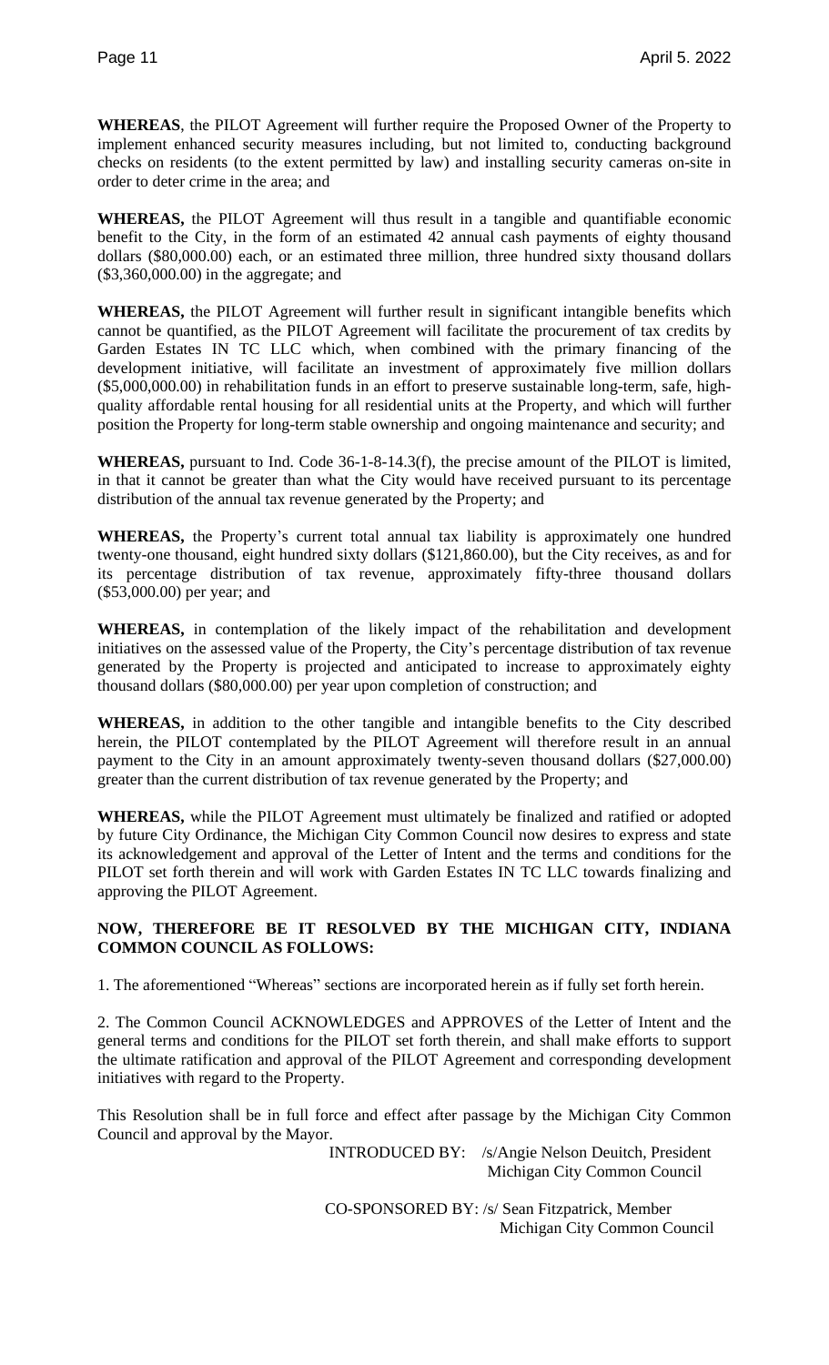**WHEREAS**, the PILOT Agreement will further require the Proposed Owner of the Property to implement enhanced security measures including, but not limited to, conducting background checks on residents (to the extent permitted by law) and installing security cameras on-site in order to deter crime in the area; and

**WHEREAS,** the PILOT Agreement will thus result in a tangible and quantifiable economic benefit to the City, in the form of an estimated 42 annual cash payments of eighty thousand dollars ($80,000.00) each, or an estimated three million, three hundred sixty thousand dollars ($3,360,000.00) in the aggregate; and

**WHEREAS,** the PILOT Agreement will further result in significant intangible benefits which cannot be quantified, as the PILOT Agreement will facilitate the procurement of tax credits by Garden Estates IN TC LLC which, when combined with the primary financing of the development initiative, will facilitate an investment of approximately five million dollars ($5,000,000.00) in rehabilitation funds in an effort to preserve sustainable long-term, safe, high-quality affordable rental housing for all residential units at the Property, and which will further position the Property for long-term stable ownership and ongoing maintenance and security; and

**WHEREAS,** pursuant to Ind. Code 36-1-8-14.3(f), the precise amount of the PILOT is limited, in that it cannot be greater than what the City would have received pursuant to its percentage distribution of the annual tax revenue generated by the Property; and

**WHEREAS,** the Property's current total annual tax liability is approximately one hundred twenty-one thousand, eight hundred sixty dollars ($121,860.00), but the City receives, as and for its percentage distribution of tax revenue, approximately fifty-three thousand dollars ($53,000.00) per year; and

**WHEREAS,** in contemplation of the likely impact of the rehabilitation and development initiatives on the assessed value of the Property, the City's percentage distribution of tax revenue generated by the Property is projected and anticipated to increase to approximately eighty thousand dollars ($80,000.00) per year upon completion of construction; and

**WHEREAS,** in addition to the other tangible and intangible benefits to the City described herein, the PILOT contemplated by the PILOT Agreement will therefore result in an annual payment to the City in an amount approximately twenty-seven thousand dollars ($27,000.00) greater than the current distribution of tax revenue generated by the Property; and

**WHEREAS,** while the PILOT Agreement must ultimately be finalized and ratified or adopted by future City Ordinance, the Michigan City Common Council now desires to express and state its acknowledgement and approval of the Letter of Intent and the terms and conditions for the PILOT set forth therein and will work with Garden Estates IN TC LLC towards finalizing and approving the PILOT Agreement.

**NOW, THEREFORE BE IT RESOLVED BY THE MICHIGAN CITY, INDIANA COMMON COUNCIL AS FOLLOWS:**

1. The aforementioned "Whereas" sections are incorporated herein as if fully set forth herein.

2. The Common Council ACKNOWLEDGES and APPROVES of the Letter of Intent and the general terms and conditions for the PILOT set forth therein, and shall make efforts to support the ultimate ratification and approval of the PILOT Agreement and corresponding development initiatives with regard to the Property.

This Resolution shall be in full force and effect after passage by the Michigan City Common Council and approval by the Mayor.

INTRODUCED BY: /s/Angie Nelson Deuitch, President
Michigan City Common Council

CO-SPONSORED BY: /s/ Sean Fitzpatrick, Member
Michigan City Common Council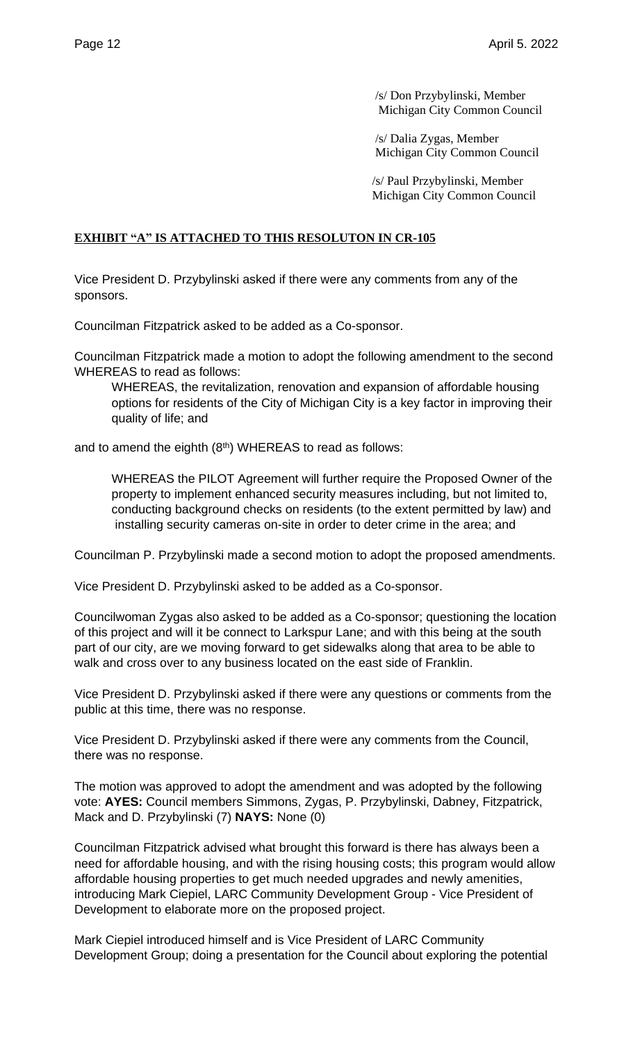/s/ Don Przybylinski, Member
Michigan City Common Council

/s/ Dalia Zygas, Member
Michigan City Common Council

/s/ Paul Przybylinski, Member
Michigan City Common Council

**EXHIBIT "A" IS ATTACHED TO THIS RESOLUTON IN CR-105**

Vice President D. Przybylinski asked if there were any comments from any of the sponsors.

Councilman Fitzpatrick asked to be added as a Co-sponsor.

Councilman Fitzpatrick made a motion to adopt the following amendment to the second WHEREAS to read as follows:

> WHEREAS, the revitalization, renovation and expansion of affordable housing options for residents of the City of Michigan City is a key factor in improving their quality of life; and

and to amend the eighth (8th) WHEREAS to read as follows:

> WHEREAS the PILOT Agreement will further require the Proposed Owner of the property to implement enhanced security measures including, but not limited to, conducting background checks on residents (to the extent permitted by law) and installing security cameras on-site in order to deter crime in the area; and

Councilman P. Przybylinski made a second motion to adopt the proposed amendments.

Vice President D. Przybylinski asked to be added as a Co-sponsor.

Councilwoman Zygas also asked to be added as a Co-sponsor; questioning the location of this project and will it be connect to Larkspur Lane; and with this being at the south part of our city, are we moving forward to get sidewalks along that area to be able to walk and cross over to any business located on the east side of Franklin.

Vice President D. Przybylinski asked if there were any questions or comments from the public at this time, there was no response.

Vice President D. Przybylinski asked if there were any comments from the Council, there was no response.

The motion was approved to adopt the amendment and was adopted by the following vote: **AYES:** Council members Simmons, Zygas, P. Przybylinski, Dabney, Fitzpatrick, Mack and D. Przybylinski (7) **NAYS:** None (0)

Councilman Fitzpatrick advised what brought this forward is there has always been a need for affordable housing, and with the rising housing costs; this program would allow affordable housing properties to get much needed upgrades and newly amenities, introducing Mark Ciepiel, LARC Community Development Group - Vice President of Development to elaborate more on the proposed project.

Mark Ciepiel introduced himself and is Vice President of LARC Community Development Group; doing a presentation for the Council about exploring the potential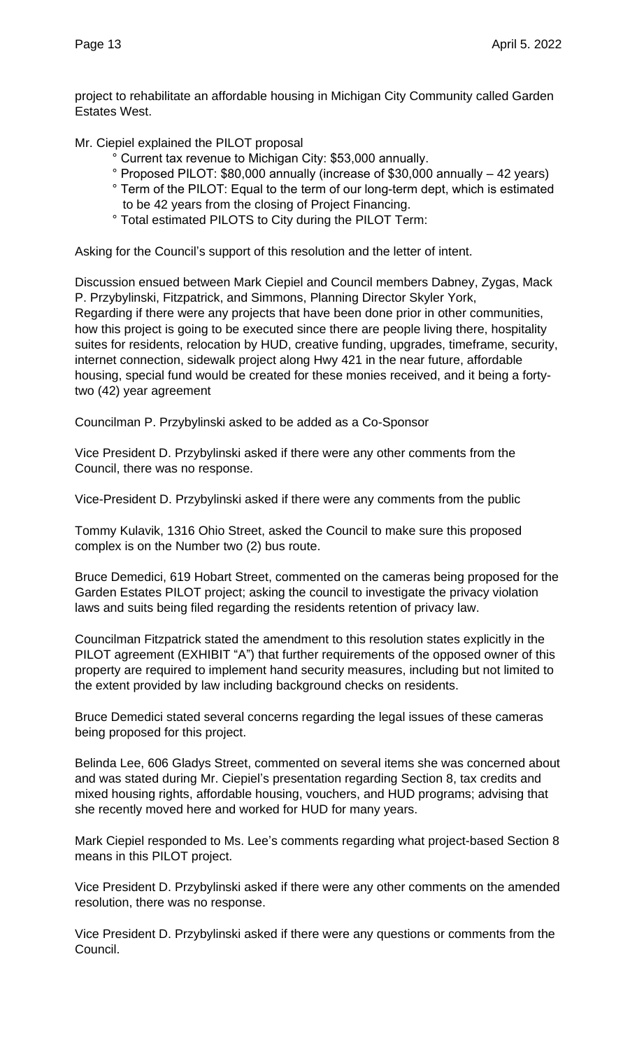project to rehabilitate an affordable housing in Michigan City Community called Garden Estates West.

Mr. Ciepiel explained the PILOT proposal

- ° Current tax revenue to Michigan City: $53,000 annually.
- ° Proposed PILOT: $80,000 annually (increase of $30,000 annually – 42 years)
- ° Term of the PILOT: Equal to the term of our long-term dept, which is estimated to be 42 years from the closing of Project Financing.
- ° Total estimated PILOTS to City during the PILOT Term:

Asking for the Council's support of this resolution and the letter of intent.

Discussion ensued between Mark Ciepiel and Council members Dabney, Zygas, Mack P. Przybylinski, Fitzpatrick, and Simmons, Planning Director Skyler York, Regarding if there were any projects that have been done prior in other communities, how this project is going to be executed since there are people living there, hospitality suites for residents, relocation by HUD, creative funding, upgrades, timeframe, security, internet connection, sidewalk project along Hwy 421 in the near future, affordable housing, special fund would be created for these monies received, and it being a forty-two (42) year agreement

Councilman P. Przybylinski asked to be added as a Co-Sponsor

Vice President D. Przybylinski asked if there were any other comments from the Council, there was no response.

Vice-President D. Przybylinski asked if there were any comments from the public

Tommy Kulavik, 1316 Ohio Street, asked the Council to make sure this proposed complex is on the Number two (2) bus route.

Bruce Demedici, 619 Hobart Street, commented on the cameras being proposed for the Garden Estates PILOT project; asking the council to investigate the privacy violation laws and suits being filed regarding the residents retention of privacy law.

Councilman Fitzpatrick stated the amendment to this resolution states explicitly in the PILOT agreement (EXHIBIT "A") that further requirements of the opposed owner of this property are required to implement hand security measures, including but not limited to the extent provided by law including background checks on residents.

Bruce Demedici stated several concerns regarding the legal issues of these cameras being proposed for this project.

Belinda Lee, 606 Gladys Street, commented on several items she was concerned about and was stated during Mr. Ciepiel's presentation regarding Section 8, tax credits and mixed housing rights, affordable housing, vouchers, and HUD programs; advising that she recently moved here and worked for HUD for many years.

Mark Ciepiel responded to Ms. Lee's comments regarding what project-based Section 8 means in this PILOT project.

Vice President D. Przybylinski asked if there were any other comments on the amended resolution, there was no response.

Vice President D. Przybylinski asked if there were any questions or comments from the Council.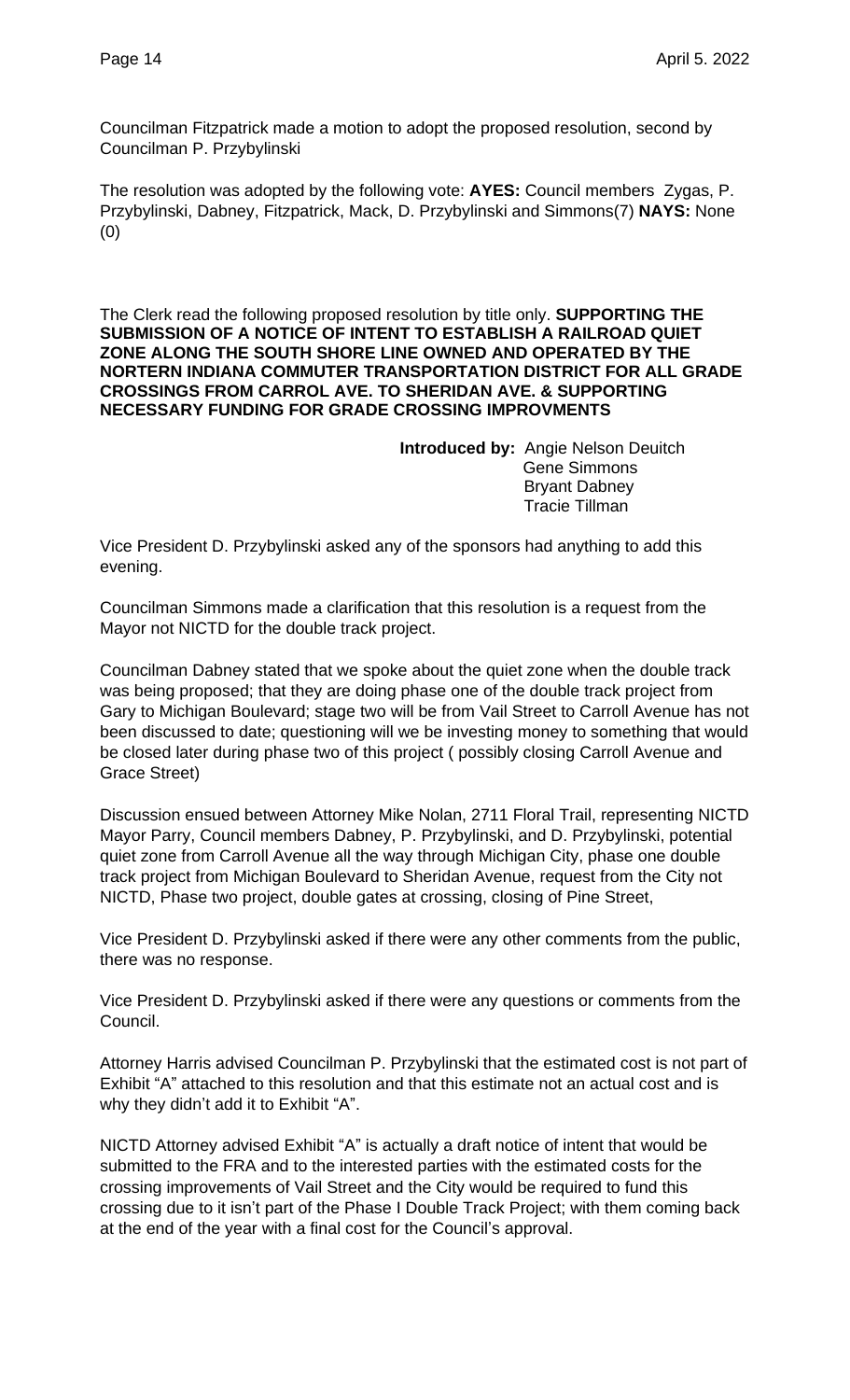Councilman Fitzpatrick made a motion to adopt the proposed resolution, second by Councilman P. Przybylinski

The resolution was adopted by the following vote: **AYES:** Council members Zygas, P. Przybylinski, Dabney, Fitzpatrick, Mack, D. Przybylinski and Simmons(7) **NAYS:** None (0)

The Clerk read the following proposed resolution by title only. **SUPPORTING THE SUBMISSION OF A NOTICE OF INTENT TO ESTABLISH A RAILROAD QUIET ZONE ALONG THE SOUTH SHORE LINE OWNED AND OPERATED BY THE NORTERN INDIANA COMMUTER TRANSPORTATION DISTRICT FOR ALL GRADE CROSSINGS FROM CARROL AVE. TO SHERIDAN AVE. & SUPPORTING NECESSARY FUNDING FOR GRADE CROSSING IMPROVMENTS**

**Introduced by:** Angie Nelson Deuitch
Gene Simmons
Bryant Dabney
Tracie Tillman

Vice President D. Przybylinski asked any of the sponsors had anything to add this evening.

Councilman Simmons made a clarification that this resolution is a request from the Mayor not NICTD for the double track project.

Councilman Dabney stated that we spoke about the quiet zone when the double track was being proposed; that they are doing phase one of the double track project from Gary to Michigan Boulevard; stage two will be from Vail Street to Carroll Avenue has not been discussed to date; questioning will we be investing money to something that would be closed later during phase two of this project ( possibly closing Carroll Avenue and Grace Street)

Discussion ensued between Attorney Mike Nolan, 2711 Floral Trail, representing NICTD Mayor Parry, Council members Dabney, P. Przybylinski, and D. Przybylinski, potential quiet zone from Carroll Avenue all the way through Michigan City, phase one double track project from Michigan Boulevard to Sheridan Avenue, request from the City not NICTD, Phase two project, double gates at crossing, closing of Pine Street,

Vice President D. Przybylinski asked if there were any other comments from the public, there was no response.

Vice President D. Przybylinski asked if there were any questions or comments from the Council.

Attorney Harris advised Councilman P. Przybylinski that the estimated cost is not part of Exhibit "A" attached to this resolution and that this estimate not an actual cost and is why they didn't add it to Exhibit "A".

NICTD Attorney advised Exhibit "A" is actually a draft notice of intent that would be submitted to the FRA and to the interested parties with the estimated costs for the crossing improvements of Vail Street and the City would be required to fund this crossing due to it isn't part of the Phase I Double Track Project; with them coming back at the end of the year with a final cost for the Council's approval.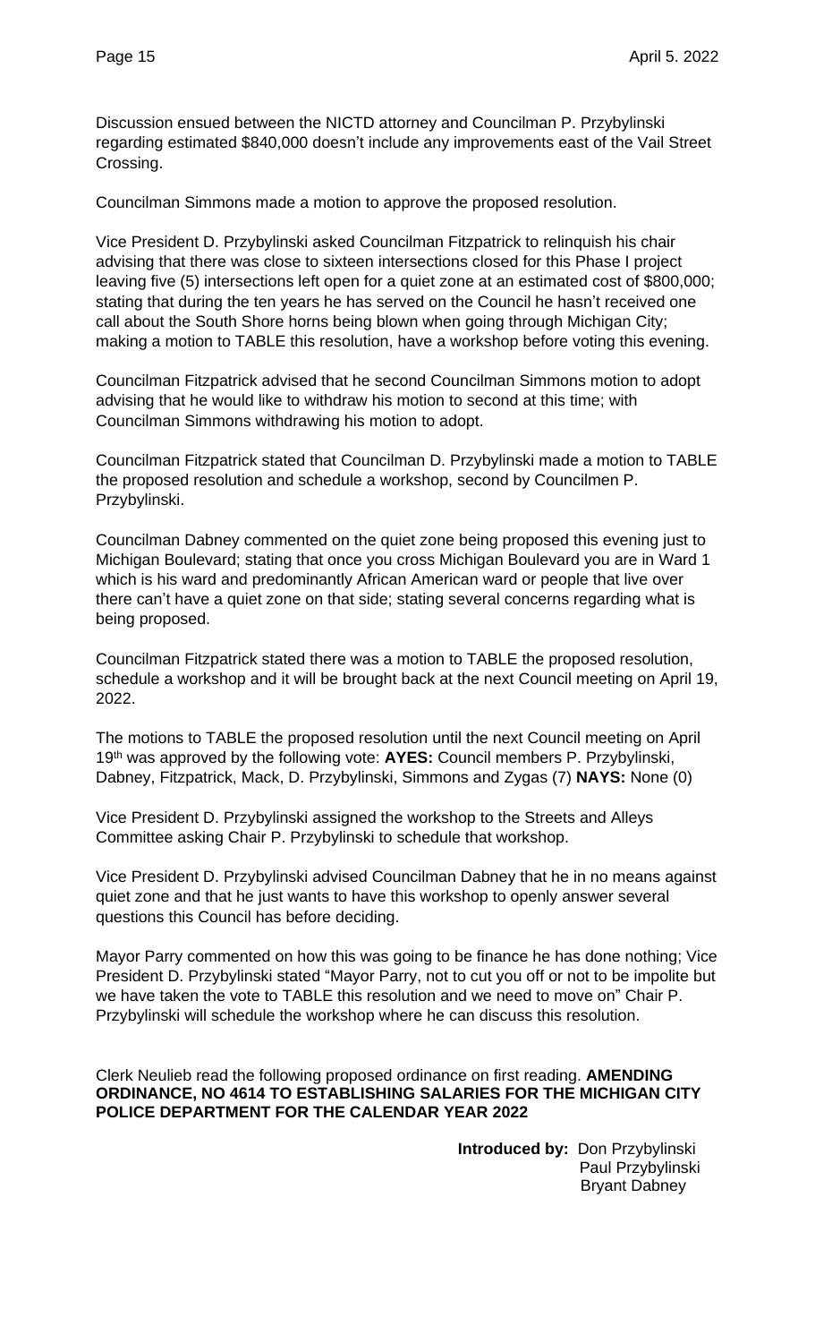Discussion ensued between the NICTD attorney and Councilman P. Przybylinski regarding estimated $840,000 doesn't include any improvements east of the Vail Street Crossing.

Councilman Simmons made a motion to approve the proposed resolution.

Vice President D. Przybylinski asked Councilman Fitzpatrick to relinquish his chair advising that there was close to sixteen intersections closed for this Phase I project leaving five (5) intersections left open for a quiet zone at an estimated cost of $800,000; stating that during the ten years he has served on the Council he hasn't received one call about the South Shore horns being blown when going through Michigan City; making a motion to TABLE this resolution, have a workshop before voting this evening.

Councilman Fitzpatrick advised that he second Councilman Simmons motion to adopt advising that he would like to withdraw his motion to second at this time; with Councilman Simmons withdrawing his motion to adopt.

Councilman Fitzpatrick stated that Councilman D. Przybylinski made a motion to TABLE the proposed resolution and schedule a workshop, second by Councilmen P. Przybylinski.

Councilman Dabney commented on the quiet zone being proposed this evening just to Michigan Boulevard; stating that once you cross Michigan Boulevard you are in Ward 1 which is his ward and predominantly African American ward or people that live over there can't have a quiet zone on that side; stating several concerns regarding what is being proposed.

Councilman Fitzpatrick stated there was a motion to TABLE the proposed resolution, schedule a workshop and it will be brought back at the next Council meeting on April 19, 2022.

The motions to TABLE the proposed resolution until the next Council meeting on April 19th was approved by the following vote: **AYES:** Council members P. Przybylinski, Dabney, Fitzpatrick, Mack, D. Przybylinski, Simmons and Zygas (7) **NAYS:** None (0)

Vice President D. Przybylinski assigned the workshop to the Streets and Alleys Committee asking Chair P. Przybylinski to schedule that workshop.

Vice President D. Przybylinski advised Councilman Dabney that he in no means against quiet zone and that he just wants to have this workshop to openly answer several questions this Council has before deciding.

Mayor Parry commented on how this was going to be finance he has done nothing; Vice President D. Przybylinski stated "Mayor Parry, not to cut you off or not to be impolite but we have taken the vote to TABLE this resolution and we need to move on" Chair P. Przybylinski will schedule the workshop where he can discuss this resolution.

Clerk Neulieb read the following proposed ordinance on first reading. **AMENDING ORDINANCE, NO 4614 TO ESTABLISHING SALARIES FOR THE MICHIGAN CITY POLICE DEPARTMENT FOR THE CALENDAR YEAR 2022**

**Introduced by:** Don Przybylinski
Paul Przybylinski
Bryant Dabney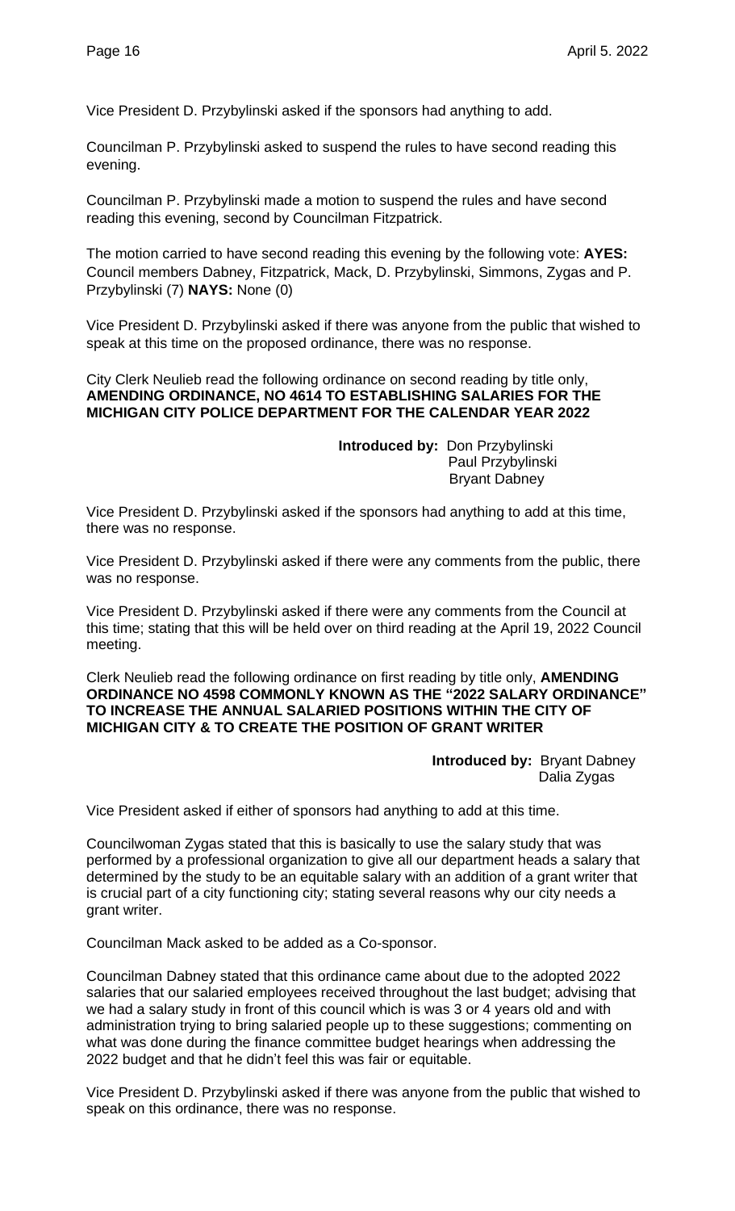Vice President D. Przybylinski asked if the sponsors had anything to add.

Councilman P. Przybylinski asked to suspend the rules to have second reading this evening.

Councilman P. Przybylinski made a motion to suspend the rules and have second reading this evening, second by Councilman Fitzpatrick.

The motion carried to have second reading this evening by the following vote: **AYES:** Council members Dabney, Fitzpatrick, Mack, D. Przybylinski, Simmons, Zygas and P. Przybylinski (7) **NAYS:** None (0)

Vice President D. Przybylinski asked if there was anyone from the public that wished to speak at this time on the proposed ordinance, there was no response.

City Clerk Neulieb read the following ordinance on second reading by title only, **AMENDING ORDINANCE, NO 4614 TO ESTABLISHING SALARIES FOR THE MICHIGAN CITY POLICE DEPARTMENT FOR THE CALENDAR YEAR 2022**

**Introduced by:** Don Przybylinski
Paul Przybylinski
Bryant Dabney

Vice President D. Przybylinski asked if the sponsors had anything to add at this time, there was no response.

Vice President D. Przybylinski asked if there were any comments from the public, there was no response.

Vice President D. Przybylinski asked if there were any comments from the Council at this time; stating that this will be held over on third reading at the April 19, 2022 Council meeting.

Clerk Neulieb read the following ordinance on first reading by title only, **AMENDING ORDINANCE NO 4598 COMMONLY KNOWN AS THE "2022 SALARY ORDINANCE" TO INCREASE THE ANNUAL SALARIED POSITIONS WITHIN THE CITY OF MICHIGAN CITY & TO CREATE THE POSITION OF GRANT WRITER**

**Introduced by:** Bryant Dabney
Dalia Zygas

Vice President asked if either of sponsors had anything to add at this time.

Councilwoman Zygas stated that this is basically to use the salary study that was performed by a professional organization to give all our department heads a salary that determined by the study to be an equitable salary with an addition of a grant writer that is crucial part of a city functioning city; stating several reasons why our city needs a grant writer.

Councilman Mack asked to be added as a Co-sponsor.

Councilman Dabney stated that this ordinance came about due to the adopted 2022 salaries that our salaried employees received throughout the last budget; advising that we had a salary study in front of this council which is was 3 or 4 years old and with administration trying to bring salaried people up to these suggestions; commenting on what was done during the finance committee budget hearings when addressing the 2022 budget and that he didn't feel this was fair or equitable.

Vice President D. Przybylinski asked if there was anyone from the public that wished to speak on this ordinance, there was no response.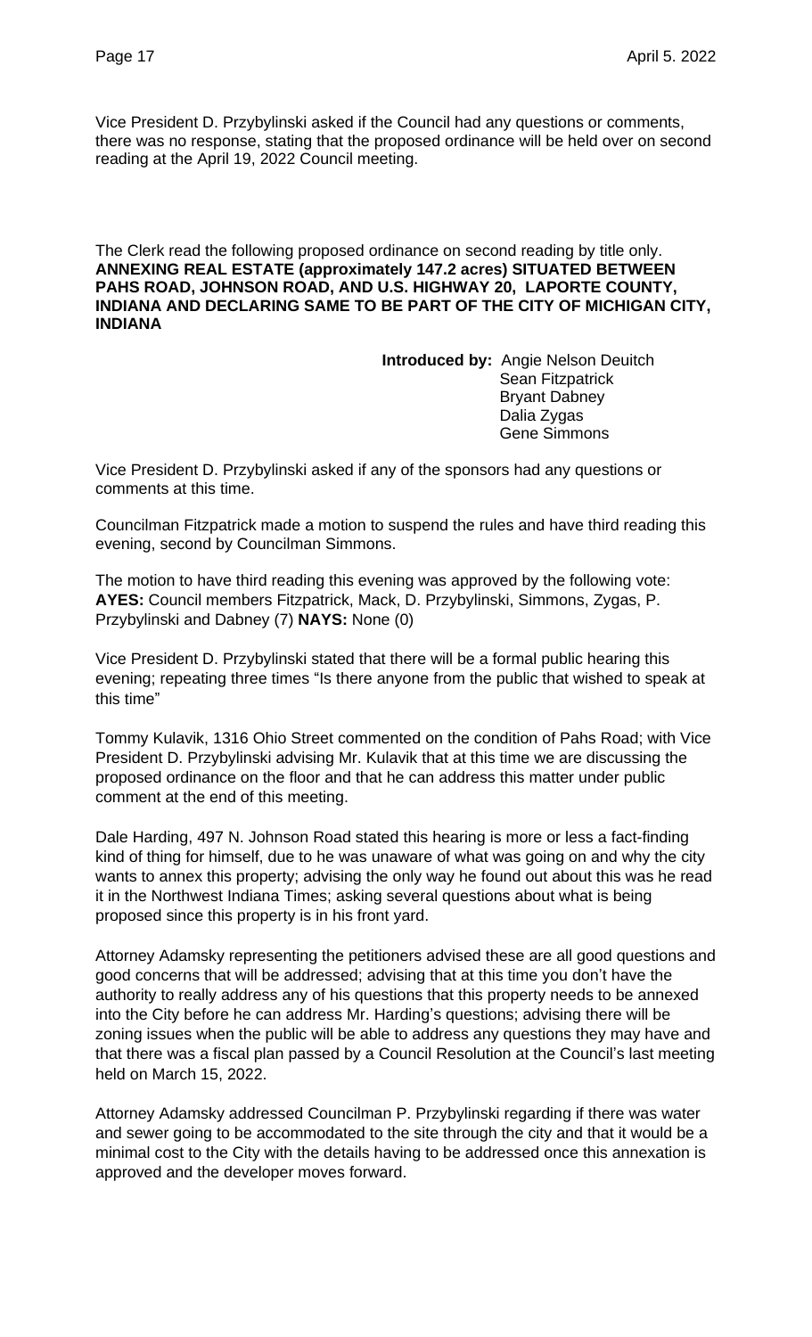Vice President D. Przybylinski asked if the Council had any questions or comments, there was no response, stating that the proposed ordinance will be held over on second reading at the April 19, 2022 Council meeting.

The Clerk read the following proposed ordinance on second reading by title only.
**ANNEXING REAL ESTATE (approximately 147.2 acres) SITUATED BETWEEN PAHS ROAD, JOHNSON ROAD, AND U.S. HIGHWAY 20, LAPORTE COUNTY, INDIANA AND DECLARING SAME TO BE PART OF THE CITY OF MICHIGAN CITY, INDIANA**

**Introduced by:** Angie Nelson Deuitch
Sean Fitzpatrick
Bryant Dabney
Dalia Zygas
Gene Simmons

Vice President D. Przybylinski asked if any of the sponsors had any questions or comments at this time.

Councilman Fitzpatrick made a motion to suspend the rules and have third reading this evening, second by Councilman Simmons.

The motion to have third reading this evening was approved by the following vote: **AYES:** Council members Fitzpatrick, Mack, D. Przybylinski, Simmons, Zygas, P. Przybylinski and Dabney (7) **NAYS:** None (0)

Vice President D. Przybylinski stated that there will be a formal public hearing this evening; repeating three times "Is there anyone from the public that wished to speak at this time"

Tommy Kulavik, 1316 Ohio Street commented on the condition of Pahs Road; with Vice President D. Przybylinski advising Mr. Kulavik that at this time we are discussing the proposed ordinance on the floor and that he can address this matter under public comment at the end of this meeting.

Dale Harding, 497 N. Johnson Road stated this hearing is more or less a fact-finding kind of thing for himself, due to he was unaware of what was going on and why the city wants to annex this property; advising the only way he found out about this was he read it in the Northwest Indiana Times; asking several questions about what is being proposed since this property is in his front yard.

Attorney Adamsky representing the petitioners advised these are all good questions and good concerns that will be addressed; advising that at this time you don't have the authority to really address any of his questions that this property needs to be annexed into the City before he can address Mr. Harding's questions; advising there will be zoning issues when the public will be able to address any questions they may have and that there was a fiscal plan passed by a Council Resolution at the Council's last meeting held on March 15, 2022.

Attorney Adamsky addressed Councilman P. Przybylinski regarding if there was water and sewer going to be accommodated to the site through the city and that it would be a minimal cost to the City with the details having to be addressed once this annexation is approved and the developer moves forward.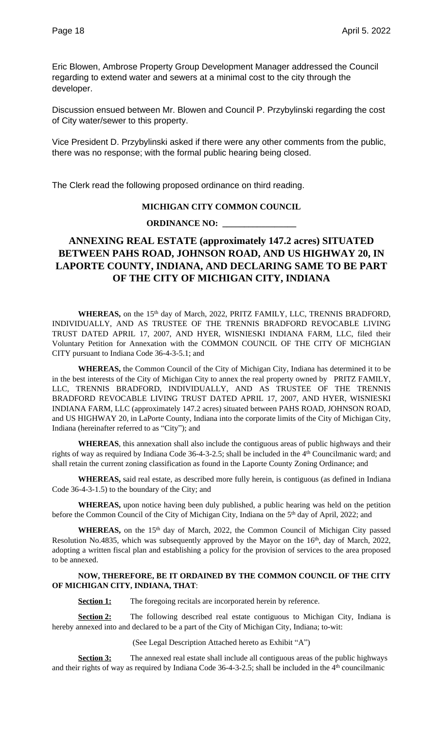Eric Blowen, Ambrose Property Group Development Manager addressed the Council regarding to extend water and sewers at a minimal cost to the city through the developer.

Discussion ensued between Mr. Blowen and Council P. Przybylinski regarding the cost of City water/sewer to this property.

Vice President D. Przybylinski asked if there were any other comments from the public, there was no response; with the formal public hearing being closed.

The Clerk read the following proposed ordinance on third reading.

**MICHIGAN CITY COMMON COUNCIL**

**ORDINANCE NO: \_\_\_\_\_\_\_\_\_\_\_\_\_\_\_\_**

# ANNEXING REAL ESTATE (approximately 147.2 acres) SITUATED BETWEEN PAHS ROAD, JOHNSON ROAD, AND US HIGHWAY 20, IN LAPORTE COUNTY, INDIANA, AND DECLARING SAME TO BE PART OF THE CITY OF MICHIGAN CITY, INDIANA

**WHEREAS,** on the 15th day of March, 2022, PRITZ FAMILY, LLC, TRENNIS BRADFORD, INDIVIDUALLY, AND AS TRUSTEE OF THE TRENNIS BRADFORD REVOCABLE LIVING TRUST DATED APRIL 17, 2007, AND HYER, WISNIESKI INDIANA FARM, LLC, filed their Voluntary Petition for Annexation with the COMMON COUNCIL OF THE CITY OF MICHGIAN CITY pursuant to Indiana Code 36-4-3-5.1; and

**WHEREAS,** the Common Council of the City of Michigan City, Indiana has determined it to be in the best interests of the City of Michigan City to annex the real property owned by PRITZ FAMILY, LLC, TRENNIS BRADFORD, INDIVIDUALLY, AND AS TRUSTEE OF THE TRENNIS BRADFORD REVOCABLE LIVING TRUST DATED APRIL 17, 2007, AND HYER, WISNIESKI INDIANA FARM, LLC (approximately 147.2 acres) situated between PAHS ROAD, JOHNSON ROAD, and US HIGHWAY 20, in LaPorte County, Indiana into the corporate limits of the City of Michigan City, Indiana (hereinafter referred to as "City"); and

**WHEREAS**, this annexation shall also include the contiguous areas of public highways and their rights of way as required by Indiana Code 36-4-3-2.5; shall be included in the 4th Councilmanic ward; and shall retain the current zoning classification as found in the Laporte County Zoning Ordinance; and

**WHEREAS,** said real estate, as described more fully herein, is contiguous (as defined in Indiana Code 36-4-3-1.5) to the boundary of the City; and

**WHEREAS,** upon notice having been duly published, a public hearing was held on the petition before the Common Council of the City of Michigan City, Indiana on the 5th day of April, 2022; and

**WHEREAS,** on the 15th day of March, 2022, the Common Council of Michigan City passed Resolution No.4835, which was subsequently approved by the Mayor on the 16th, day of March, 2022, adopting a written fiscal plan and establishing a policy for the provision of services to the area proposed to be annexed.

**NOW, THEREFORE, BE IT ORDAINED BY THE COMMON COUNCIL OF THE CITY OF MICHIGAN CITY, INDIANA, THAT**:

**Section 1:** The foregoing recitals are incorporated herein by reference.

**Section 2:** The following described real estate contiguous to Michigan City, Indiana is hereby annexed into and declared to be a part of the City of Michigan City, Indiana; to-wit:

(See Legal Description Attached hereto as Exhibit "A")

**Section 3:** The annexed real estate shall include all contiguous areas of the public highways and their rights of way as required by Indiana Code 36-4-3-2.5; shall be included in the 4th councilmanic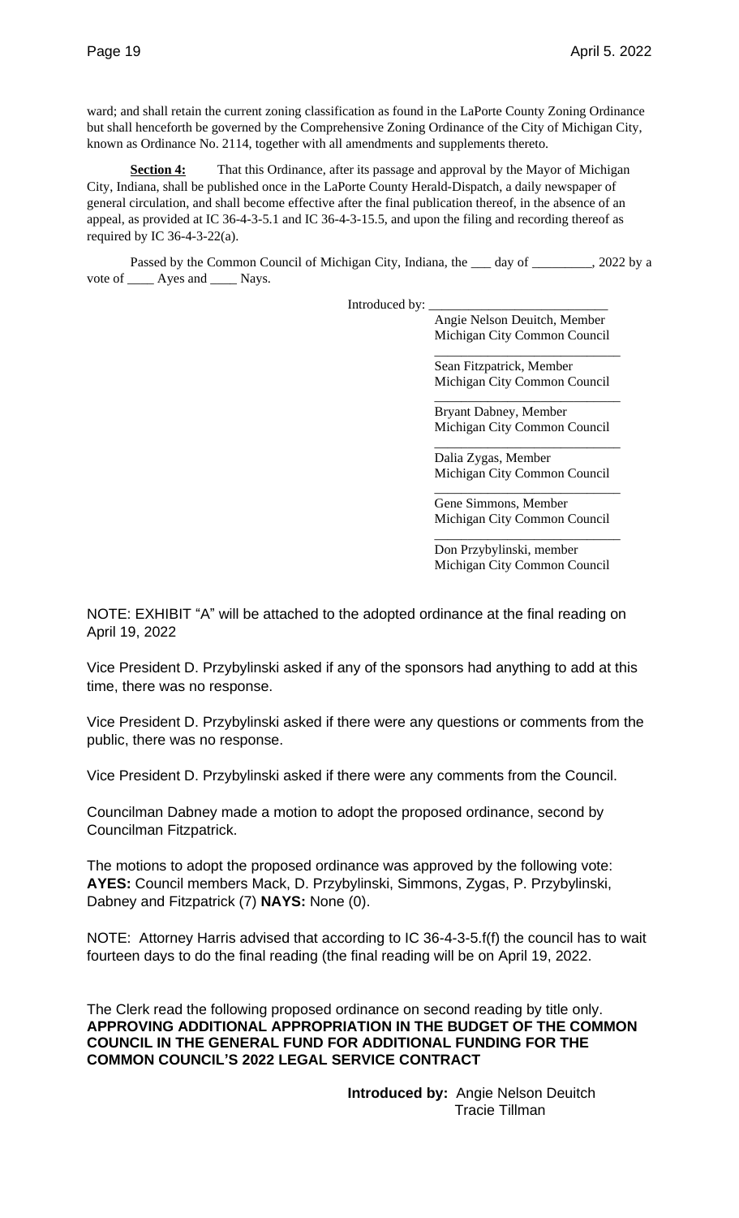ward; and shall retain the current zoning classification as found in the LaPorte County Zoning Ordinance but shall henceforth be governed by the Comprehensive Zoning Ordinance of the City of Michigan City, known as Ordinance No. 2114, together with all amendments and supplements thereto.

**Section 4:** That this Ordinance, after its passage and approval by the Mayor of Michigan City, Indiana, shall be published once in the LaPorte County Herald-Dispatch, a daily newspaper of general circulation, and shall become effective after the final publication thereof, in the absence of an appeal, as provided at IC 36-4-3-5.1 and IC 36-4-3-15.5, and upon the filing and recording thereof as required by IC 36-4-3-22(a).

Passed by the Common Council of Michigan City, Indiana, the ___ day of _________, 2022 by a vote of ____ Ayes and ____ Nays.

Introduced by: ___________________________
Angie Nelson Deuitch, Member
Michigan City Common Council

___________________________
Sean Fitzpatrick, Member
Michigan City Common Council

___________________________
Bryant Dabney, Member
Michigan City Common Council

___________________________
Dalia Zygas, Member
Michigan City Common Council

___________________________
Gene Simmons, Member
Michigan City Common Council

___________________________
Don Przybylinski, member
Michigan City Common Council

NOTE: EXHIBIT "A" will be attached to the adopted ordinance at the final reading on April 19, 2022

Vice President D. Przybylinski asked if any of the sponsors had anything to add at this time, there was no response.

Vice President D. Przybylinski asked if there were any questions or comments from the public, there was no response.

Vice President D. Przybylinski asked if there were any comments from the Council.

Councilman Dabney made a motion to adopt the proposed ordinance, second by Councilman Fitzpatrick.

The motions to adopt the proposed ordinance was approved by the following vote: **AYES:** Council members Mack, D. Przybylinski, Simmons, Zygas, P. Przybylinski, Dabney and Fitzpatrick (7) **NAYS:** None (0).

NOTE: Attorney Harris advised that according to IC 36-4-3-5.f(f) the council has to wait fourteen days to do the final reading (the final reading will be on April 19, 2022.

The Clerk read the following proposed ordinance on second reading by title only.
**APPROVING ADDITIONAL APPROPRIATION IN THE BUDGET OF THE COMMON COUNCIL IN THE GENERAL FUND FOR ADDITIONAL FUNDING FOR THE COMMON COUNCIL'S 2022 LEGAL SERVICE CONTRACT**

**Introduced by:** Angie Nelson Deuitch
Tracie Tillman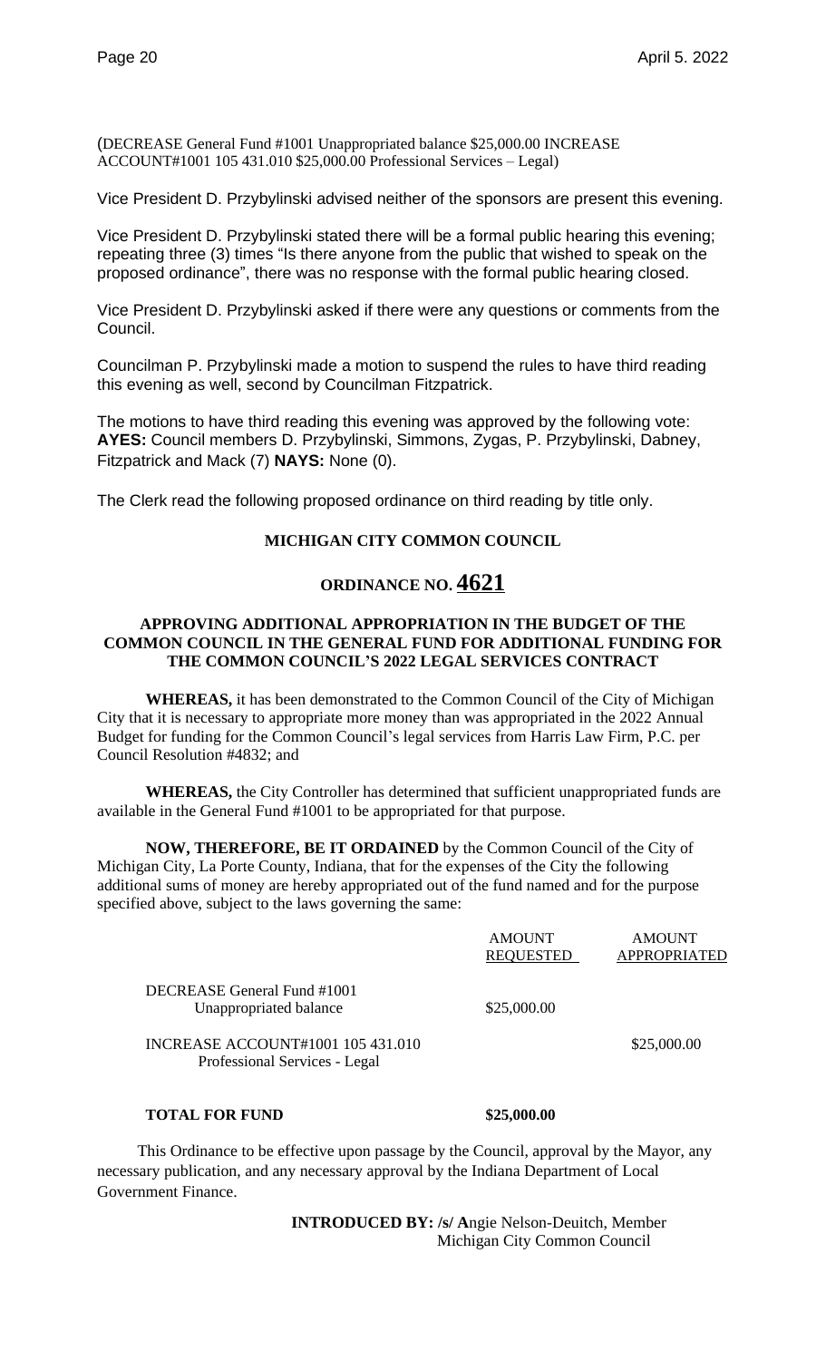(DECREASE General Fund #1001 Unappropriated balance $25,000.00 INCREASE ACCOUNT#1001 105 431.010 $25,000.00 Professional Services – Legal)

Vice President D. Przybylinski advised neither of the sponsors are present this evening.

Vice President D. Przybylinski stated there will be a formal public hearing this evening; repeating three (3) times "Is there anyone from the public that wished to speak on the proposed ordinance", there was no response with the formal public hearing closed.

Vice President D. Przybylinski asked if there were any questions or comments from the Council.

Councilman P. Przybylinski made a motion to suspend the rules to have third reading this evening as well, second by Councilman Fitzpatrick.

The motions to have third reading this evening was approved by the following vote: **AYES:** Council members D. Przybylinski, Simmons, Zygas, P. Przybylinski, Dabney, Fitzpatrick and Mack (7) **NAYS:** None (0).

The Clerk read the following proposed ordinance on third reading by title only.

**MICHIGAN CITY COMMON COUNCIL**

**ORDINANCE NO. 4621**

**APPROVING ADDITIONAL APPROPRIATION IN THE BUDGET OF THE COMMON COUNCIL IN THE GENERAL FUND FOR ADDITIONAL FUNDING FOR THE COMMON COUNCIL'S 2022 LEGAL SERVICES CONTRACT**

**WHEREAS,** it has been demonstrated to the Common Council of the City of Michigan City that it is necessary to appropriate more money than was appropriated in the 2022 Annual Budget for funding for the Common Council's legal services from Harris Law Firm, P.C. per Council Resolution #4832; and

**WHEREAS,** the City Controller has determined that sufficient unappropriated funds are available in the General Fund #1001 to be appropriated for that purpose.

**NOW, THEREFORE, BE IT ORDAINED** by the Common Council of the City of Michigan City, La Porte County, Indiana, that for the expenses of the City the following additional sums of money are hereby appropriated out of the fund named and for the purpose specified above, subject to the laws governing the same:

| | AMOUNT REQUESTED | AMOUNT APPROPRIATED |
|---|---|---|
| DECREASE General Fund #1001 Unappropriated balance | $25,000.00 | |
| INCREASE ACCOUNT#1001 105 431.010 Professional Services - Legal | | $25,000.00 |
| **TOTAL FOR FUND** | **$25,000.00** | |

This Ordinance to be effective upon passage by the Council, approval by the Mayor, any necessary publication, and any necessary approval by the Indiana Department of Local Government Finance.

**INTRODUCED BY: /s/ A**ngie Nelson-Deuitch, Member
Michigan City Common Council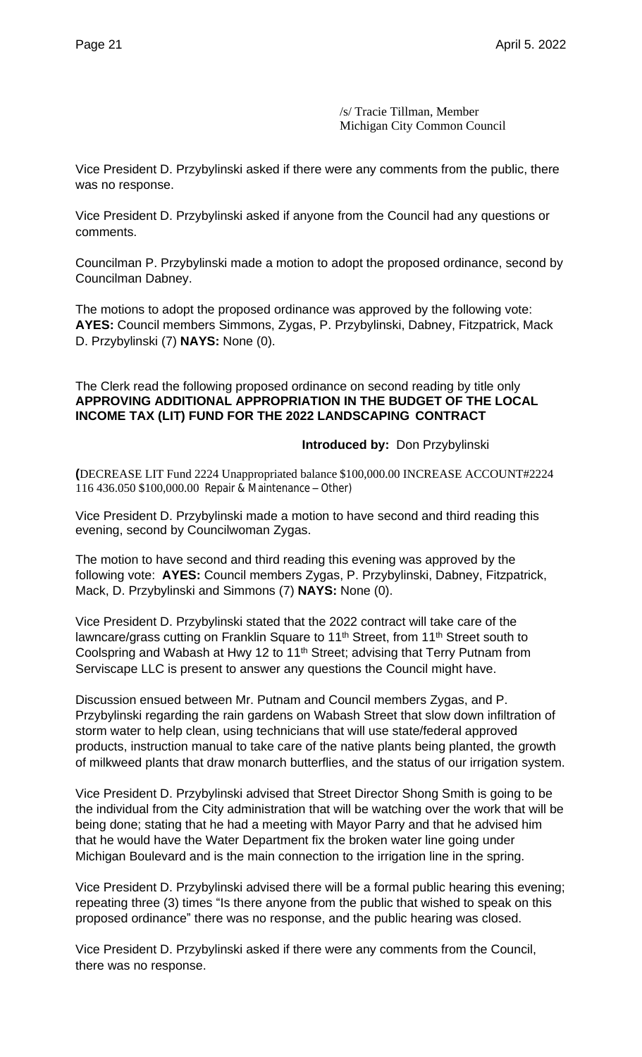/s/ Tracie Tillman, Member
Michigan City Common Council

Vice President D. Przybylinski asked if there were any comments from the public, there was no response.

Vice President D. Przybylinski asked if anyone from the Council had any questions or comments.

Councilman P. Przybylinski made a motion to adopt the proposed ordinance, second by Councilman Dabney.

The motions to adopt the proposed ordinance was approved by the following vote: **AYES:** Council members Simmons, Zygas, P. Przybylinski, Dabney, Fitzpatrick, Mack D. Przybylinski (7) **NAYS:** None (0).

The Clerk read the following proposed ordinance on second reading by title only **APPROVING ADDITIONAL APPROPRIATION IN THE BUDGET OF THE LOCAL INCOME TAX (LIT) FUND FOR THE 2022 LANDSCAPING CONTRACT**

**Introduced by:** Don Przybylinski

**(**DECREASE LIT Fund 2224 Unappropriated balance $100,000.00 INCREASE ACCOUNT#2224 116 436.050 $100,000.00 Repair & Maintenance – Other)

Vice President D. Przybylinski made a motion to have second and third reading this evening, second by Councilwoman Zygas.

The motion to have second and third reading this evening was approved by the following vote: **AYES:** Council members Zygas, P. Przybylinski, Dabney, Fitzpatrick, Mack, D. Przybylinski and Simmons (7) **NAYS:** None (0).

Vice President D. Przybylinski stated that the 2022 contract will take care of the lawncare/grass cutting on Franklin Square to 11th Street, from 11th Street south to Coolspring and Wabash at Hwy 12 to 11th Street; advising that Terry Putnam from Serviscape LLC is present to answer any questions the Council might have.

Discussion ensued between Mr. Putnam and Council members Zygas, and P. Przybylinski regarding the rain gardens on Wabash Street that slow down infiltration of storm water to help clean, using technicians that will use state/federal approved products, instruction manual to take care of the native plants being planted, the growth of milkweed plants that draw monarch butterflies, and the status of our irrigation system.

Vice President D. Przybylinski advised that Street Director Shong Smith is going to be the individual from the City administration that will be watching over the work that will be being done; stating that he had a meeting with Mayor Parry and that he advised him that he would have the Water Department fix the broken water line going under Michigan Boulevard and is the main connection to the irrigation line in the spring.

Vice President D. Przybylinski advised there will be a formal public hearing this evening; repeating three (3) times "Is there anyone from the public that wished to speak on this proposed ordinance" there was no response, and the public hearing was closed.

Vice President D. Przybylinski asked if there were any comments from the Council, there was no response.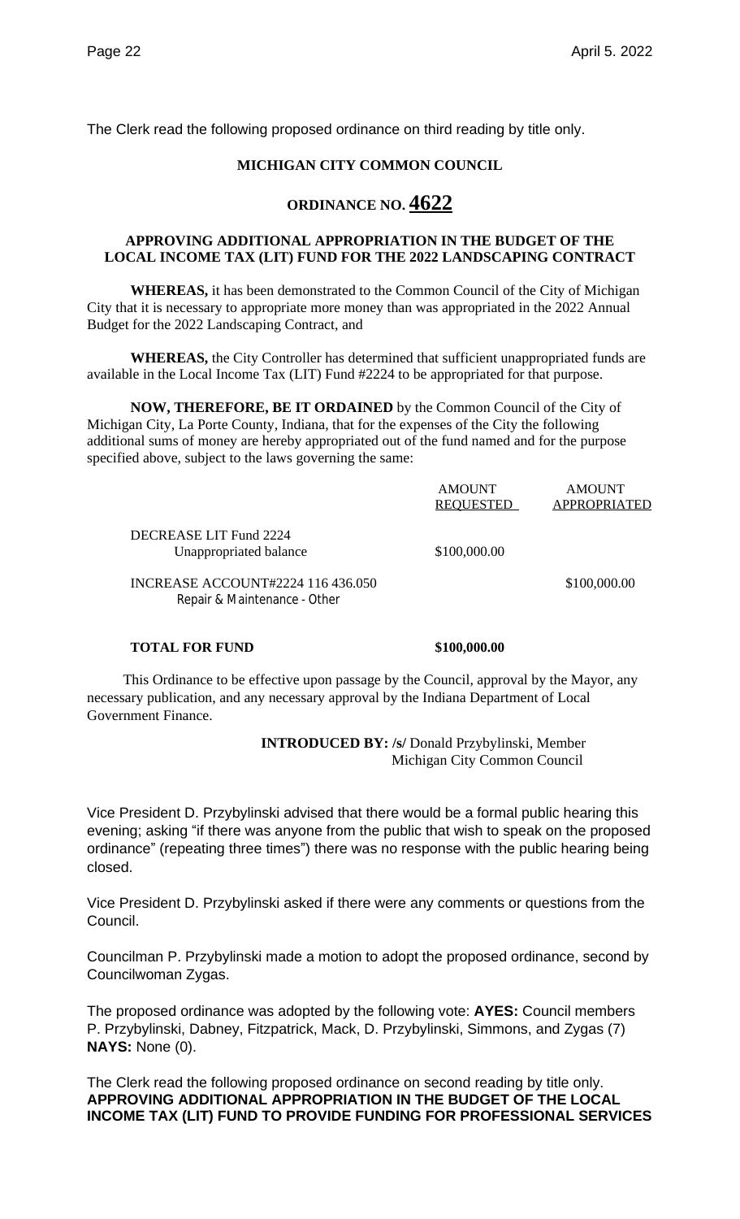The Clerk read the following proposed ordinance on third reading by title only.

**MICHIGAN CITY COMMON COUNCIL**

**ORDINANCE NO. 4622**

**APPROVING ADDITIONAL APPROPRIATION IN THE BUDGET OF THE LOCAL INCOME TAX (LIT) FUND FOR THE 2022 LANDSCAPING CONTRACT**

**WHEREAS,** it has been demonstrated to the Common Council of the City of Michigan City that it is necessary to appropriate more money than was appropriated in the 2022 Annual Budget for the 2022 Landscaping Contract, and

**WHEREAS,** the City Controller has determined that sufficient unappropriated funds are available in the Local Income Tax (LIT) Fund #2224 to be appropriated for that purpose.

**NOW, THEREFORE, BE IT ORDAINED** by the Common Council of the City of Michigan City, La Porte County, Indiana, that for the expenses of the City the following additional sums of money are hereby appropriated out of the fund named and for the purpose specified above, subject to the laws governing the same:

| | AMOUNT REQUESTED | AMOUNT APPROPRIATED |
|---|---|---|
| DECREASE LIT Fund 2224<br>Unappropriated balance | $100,000.00 | |
| INCREASE ACCOUNT#2224 116 436.050<br>Repair & Maintenance - Other | | $100,000.00 |
| **TOTAL FOR FUND** | **$100,000.00** | |

This Ordinance to be effective upon passage by the Council, approval by the Mayor, any necessary publication, and any necessary approval by the Indiana Department of Local Government Finance.

**INTRODUCED BY:** /s/ Donald Przybylinski, Member
Michigan City Common Council

Vice President D. Przybylinski advised that there would be a formal public hearing this evening; asking "if there was anyone from the public that wish to speak on the proposed ordinance" (repeating three times") there was no response with the public hearing being closed.

Vice President D. Przybylinski asked if there were any comments or questions from the Council.

Councilman P. Przybylinski made a motion to adopt the proposed ordinance, second by Councilwoman Zygas.

The proposed ordinance was adopted by the following vote: **AYES:** Council members P. Przybylinski, Dabney, Fitzpatrick, Mack, D. Przybylinski, Simmons, and Zygas (7) **NAYS:** None (0).

The Clerk read the following proposed ordinance on second reading by title only.
**APPROVING ADDITIONAL APPROPRIATION IN THE BUDGET OF THE LOCAL INCOME TAX (LIT) FUND TO PROVIDE FUNDING FOR PROFESSIONAL SERVICES**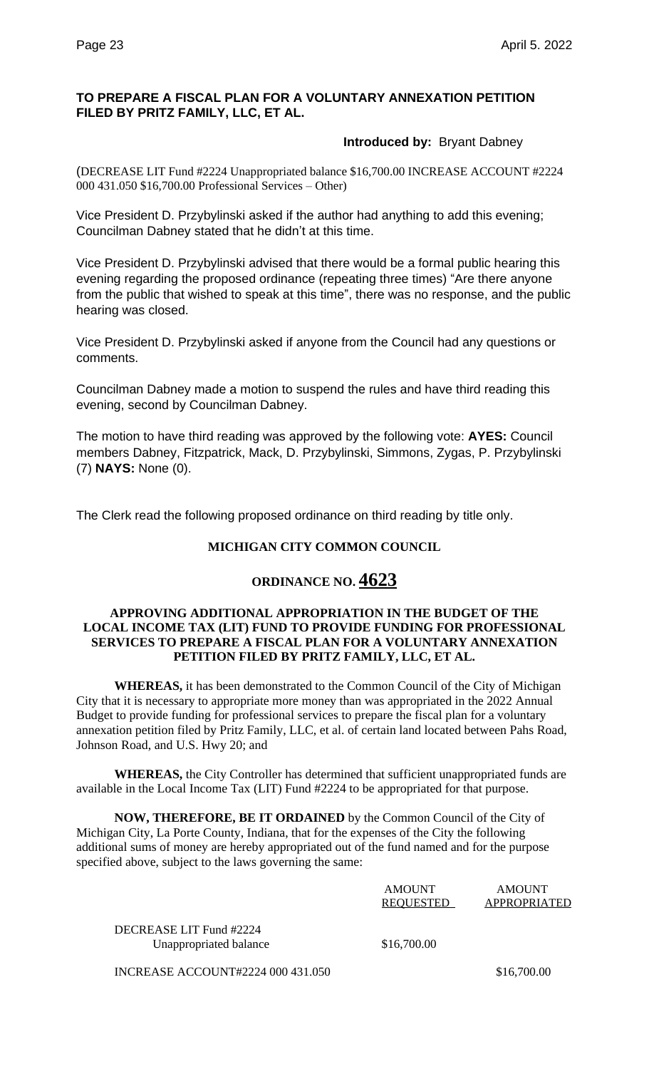**TO PREPARE A FISCAL PLAN FOR A VOLUNTARY ANNEXATION PETITION FILED BY PRITZ FAMILY, LLC, ET AL.**

**Introduced by:** Bryant Dabney

(DECREASE LIT Fund #2224 Unappropriated balance $16,700.00 INCREASE ACCOUNT #2224 000 431.050 $16,700.00 Professional Services – Other)

Vice President D. Przybylinski asked if the author had anything to add this evening; Councilman Dabney stated that he didn't at this time.

Vice President D. Przybylinski advised that there would be a formal public hearing this evening regarding the proposed ordinance (repeating three times) "Are there anyone from the public that wished to speak at this time", there was no response, and the public hearing was closed.

Vice President D. Przybylinski asked if anyone from the Council had any questions or comments.

Councilman Dabney made a motion to suspend the rules and have third reading this evening, second by Councilman Dabney.

The motion to have third reading was approved by the following vote: **AYES:** Council members Dabney, Fitzpatrick, Mack, D. Przybylinski, Simmons, Zygas, P. Przybylinski (7) **NAYS:** None (0).

The Clerk read the following proposed ordinance on third reading by title only.

## MICHIGAN CITY COMMON COUNCIL

## ORDINANCE NO. 4623

### APPROVING ADDITIONAL APPROPRIATION IN THE BUDGET OF THE LOCAL INCOME TAX (LIT) FUND TO PROVIDE FUNDING FOR PROFESSIONAL SERVICES TO PREPARE A FISCAL PLAN FOR A VOLUNTARY ANNEXATION PETITION FILED BY PRITZ FAMILY, LLC, ET AL.

**WHEREAS,** it has been demonstrated to the Common Council of the City of Michigan City that it is necessary to appropriate more money than was appropriated in the 2022 Annual Budget to provide funding for professional services to prepare the fiscal plan for a voluntary annexation petition filed by Pritz Family, LLC, et al. of certain land located between Pahs Road, Johnson Road, and U.S. Hwy 20; and

**WHEREAS,** the City Controller has determined that sufficient unappropriated funds are available in the Local Income Tax (LIT) Fund #2224 to be appropriated for that purpose.

**NOW, THEREFORE, BE IT ORDAINED** by the Common Council of the City of Michigan City, La Porte County, Indiana, that for the expenses of the City the following additional sums of money are hereby appropriated out of the fund named and for the purpose specified above, subject to the laws governing the same:

| | AMOUNT REQUESTED | AMOUNT APPROPRIATED |
|---|---|---|
| DECREASE LIT Fund #2224 Unappropriated balance | $16,700.00 | |
| INCREASE ACCOUNT#2224 000 431.050 | | $16,700.00 |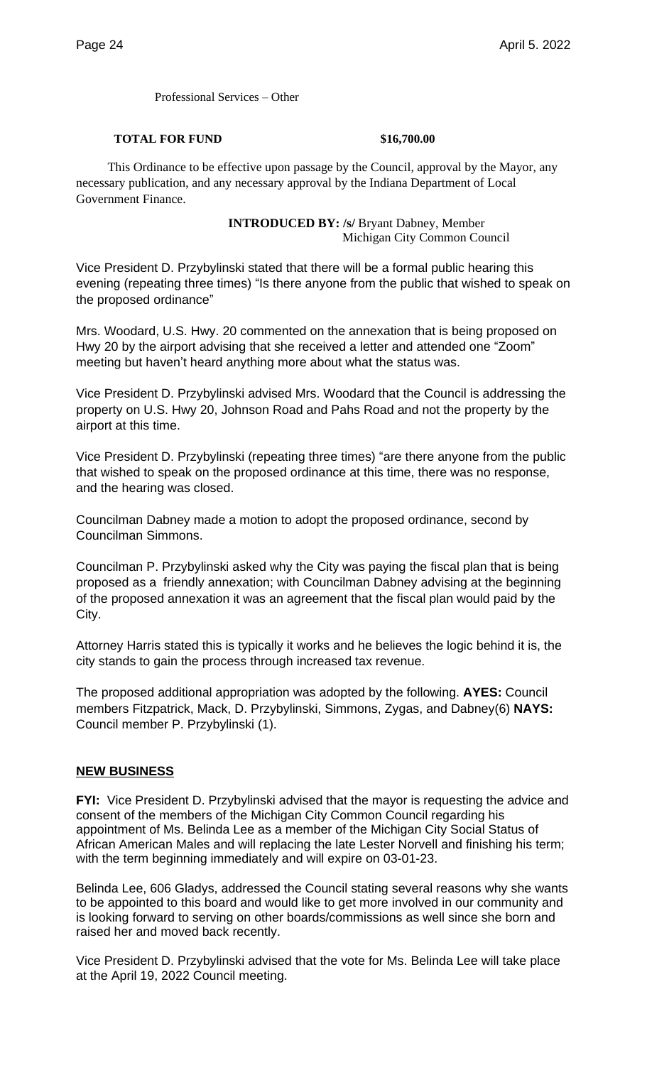Professional Services – Other

**TOTAL FOR FUND** **$16,700.00**

This Ordinance to be effective upon passage by the Council, approval by the Mayor, any necessary publication, and any necessary approval by the Indiana Department of Local Government Finance.

**INTRODUCED BY: /s/** Bryant Dabney, Member
Michigan City Common Council

Vice President D. Przybylinski stated that there will be a formal public hearing this evening (repeating three times) "Is there anyone from the public that wished to speak on the proposed ordinance"

Mrs. Woodard, U.S. Hwy. 20 commented on the annexation that is being proposed on Hwy 20 by the airport advising that she received a letter and attended one "Zoom" meeting but haven't heard anything more about what the status was.

Vice President D. Przybylinski advised Mrs. Woodard that the Council is addressing the property on U.S. Hwy 20, Johnson Road and Pahs Road and not the property by the airport at this time.

Vice President D. Przybylinski (repeating three times) "are there anyone from the public that wished to speak on the proposed ordinance at this time, there was no response, and the hearing was closed.

Councilman Dabney made a motion to adopt the proposed ordinance, second by Councilman Simmons.

Councilman P. Przybylinski asked why the City was paying the fiscal plan that is being proposed as a friendly annexation; with Councilman Dabney advising at the beginning of the proposed annexation it was an agreement that the fiscal plan would paid by the City.

Attorney Harris stated this is typically it works and he believes the logic behind it is, the city stands to gain the process through increased tax revenue.

The proposed additional appropriation was adopted by the following. **AYES:** Council members Fitzpatrick, Mack, D. Przybylinski, Simmons, Zygas, and Dabney(6) **NAYS:** Council member P. Przybylinski (1).

## NEW BUSINESS

**FYI:** Vice President D. Przybylinski advised that the mayor is requesting the advice and consent of the members of the Michigan City Common Council regarding his appointment of Ms. Belinda Lee as a member of the Michigan City Social Status of African American Males and will replacing the late Lester Norvell and finishing his term; with the term beginning immediately and will expire on 03-01-23.

Belinda Lee, 606 Gladys, addressed the Council stating several reasons why she wants to be appointed to this board and would like to get more involved in our community and is looking forward to serving on other boards/commissions as well since she born and raised her and moved back recently.

Vice President D. Przybylinski advised that the vote for Ms. Belinda Lee will take place at the April 19, 2022 Council meeting.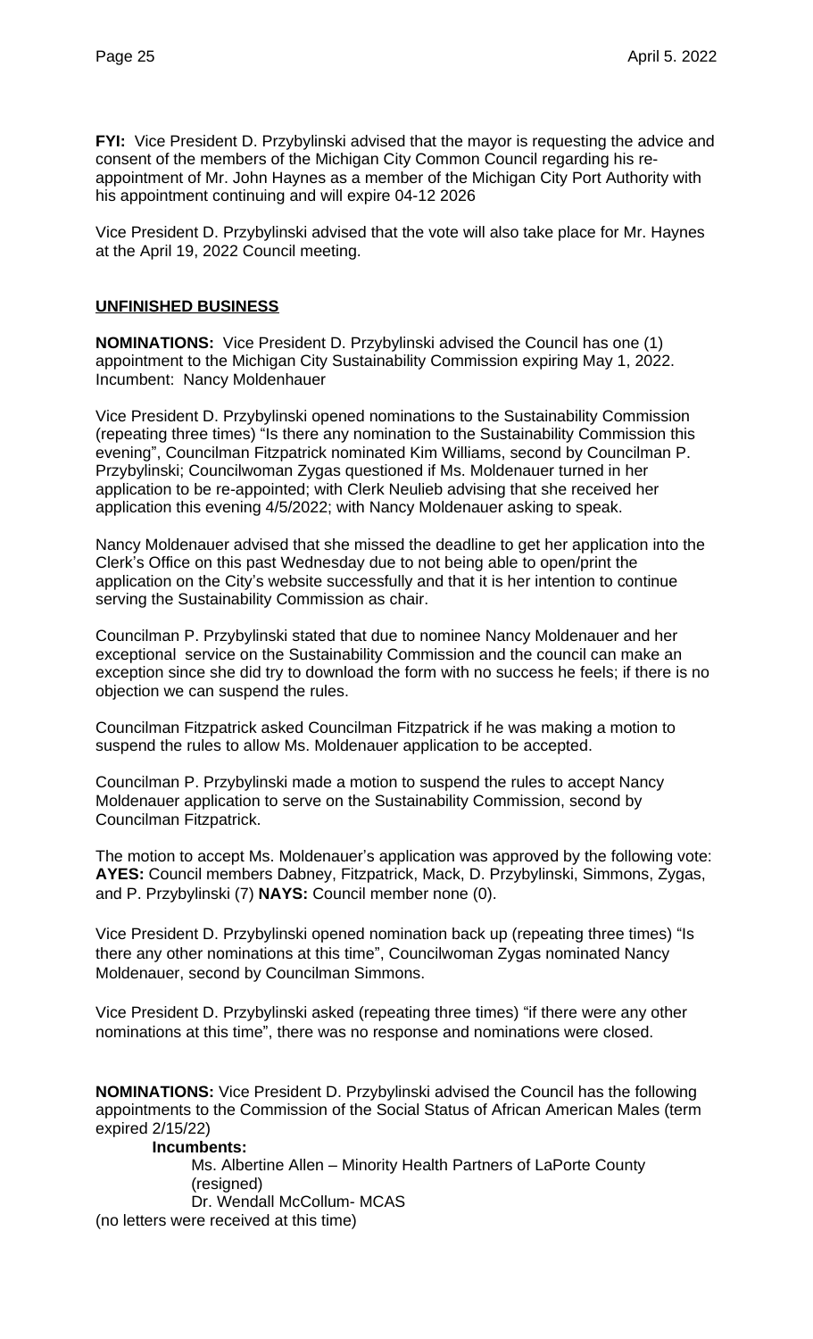**FYI:** Vice President D. Przybylinski advised that the mayor is requesting the advice and consent of the members of the Michigan City Common Council regarding his re-appointment of Mr. John Haynes as a member of the Michigan City Port Authority with his appointment continuing and will expire 04-12 2026

Vice President D. Przybylinski advised that the vote will also take place for Mr. Haynes at the April 19, 2022 Council meeting.

**UNFINISHED BUSINESS**

**NOMINATIONS:** Vice President D. Przybylinski advised the Council has one (1) appointment to the Michigan City Sustainability Commission expiring May 1, 2022. Incumbent: Nancy Moldenhauer

Vice President D. Przybylinski opened nominations to the Sustainability Commission (repeating three times) "Is there any nomination to the Sustainability Commission this evening", Councilman Fitzpatrick nominated Kim Williams, second by Councilman P. Przybylinski; Councilwoman Zygas questioned if Ms. Moldenauer turned in her application to be re-appointed; with Clerk Neulieb advising that she received her application this evening 4/5/2022; with Nancy Moldenauer asking to speak.

Nancy Moldenauer advised that she missed the deadline to get her application into the Clerk's Office on this past Wednesday due to not being able to open/print the application on the City's website successfully and that it is her intention to continue serving the Sustainability Commission as chair.

Councilman P. Przybylinski stated that due to nominee Nancy Moldenauer and her exceptional service on the Sustainability Commission and the council can make an exception since she did try to download the form with no success he feels; if there is no objection we can suspend the rules.

Councilman Fitzpatrick asked Councilman Fitzpatrick if he was making a motion to suspend the rules to allow Ms. Moldenauer application to be accepted.

Councilman P. Przybylinski made a motion to suspend the rules to accept Nancy Moldenauer application to serve on the Sustainability Commission, second by Councilman Fitzpatrick.

The motion to accept Ms. Moldenauer's application was approved by the following vote: **AYES:** Council members Dabney, Fitzpatrick, Mack, D. Przybylinski, Simmons, Zygas, and P. Przybylinski (7) **NAYS:** Council member none (0).

Vice President D. Przybylinski opened nomination back up (repeating three times) "Is there any other nominations at this time", Councilwoman Zygas nominated Nancy Moldenauer, second by Councilman Simmons.

Vice President D. Przybylinski asked (repeating three times) "if there were any other nominations at this time", there was no response and nominations were closed.

**NOMINATIONS:** Vice President D. Przybylinski advised the Council has the following appointments to the Commission of the Social Status of African American Males (term expired 2/15/22)

**Incumbents:**

Ms. Albertine Allen – Minority Health Partners of LaPorte County (resigned)

Dr. Wendall McCollum- MCAS

(no letters were received at this time)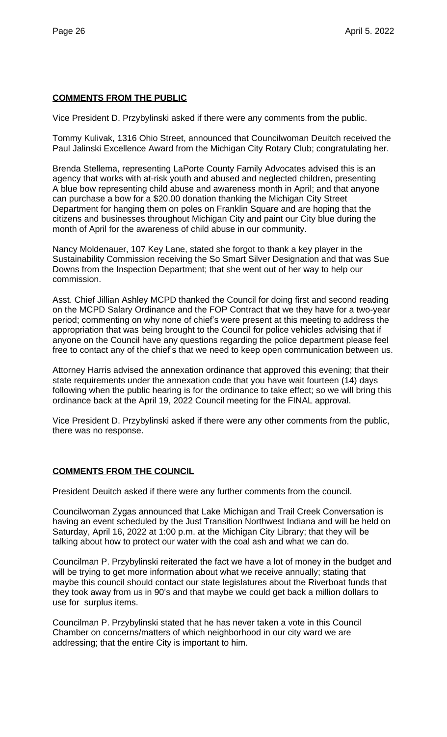**COMMENTS FROM THE PUBLIC**

Vice President D. Przybylinski asked if there were any comments from the public.

Tommy Kulivak, 1316 Ohio Street, announced that Councilwoman Deuitch received the Paul Jalinski Excellence Award from the Michigan City Rotary Club; congratulating her.

Brenda Stellema, representing LaPorte County Family Advocates advised this is an agency that works with at-risk youth and abused and neglected children, presenting A blue bow representing child abuse and awareness month in April; and that anyone can purchase a bow for a $20.00 donation thanking the Michigan City Street Department for hanging them on poles on Franklin Square and are hoping that the citizens and businesses throughout Michigan City and paint our City blue during the month of April for the awareness of child abuse in our community.

Nancy Moldenauer, 107 Key Lane, stated she forgot to thank a key player in the Sustainability Commission receiving the So Smart Silver Designation and that was Sue Downs from the Inspection Department; that she went out of her way to help our commission.

Asst. Chief Jillian Ashley MCPD thanked the Council for doing first and second reading on the MCPD Salary Ordinance and the FOP Contract that we they have for a two-year period; commenting on why none of chief's were present at this meeting to address the appropriation that was being brought to the Council for police vehicles advising that if anyone on the Council have any questions regarding the police department please feel free to contact any of the chief's that we need to keep open communication between us.

Attorney Harris advised the annexation ordinance that approved this evening; that their state requirements under the annexation code that you have wait fourteen (14) days following when the public hearing is for the ordinance to take effect; so we will bring this ordinance back at the April 19, 2022 Council meeting for the FINAL approval.

Vice President D. Przybylinski asked if there were any other comments from the public, there was no response.

**COMMENTS FROM THE COUNCIL**

President Deuitch asked if there were any further comments from the council.

Councilwoman Zygas announced that Lake Michigan and Trail Creek Conversation is having an event scheduled by the Just Transition Northwest Indiana and will be held on Saturday, April 16, 2022 at 1:00 p.m. at the Michigan City Library; that they will be talking about how to protect our water with the coal ash and what we can do.

Councilman P. Przybylinski reiterated the fact we have a lot of money in the budget and will be trying to get more information about what we receive annually; stating that maybe this council should contact our state legislatures about the Riverboat funds that they took away from us in 90's and that maybe we could get back a million dollars to use for surplus items.

Councilman P. Przybylinski stated that he has never taken a vote in this Council Chamber on concerns/matters of which neighborhood in our city ward we are addressing; that the entire City is important to him.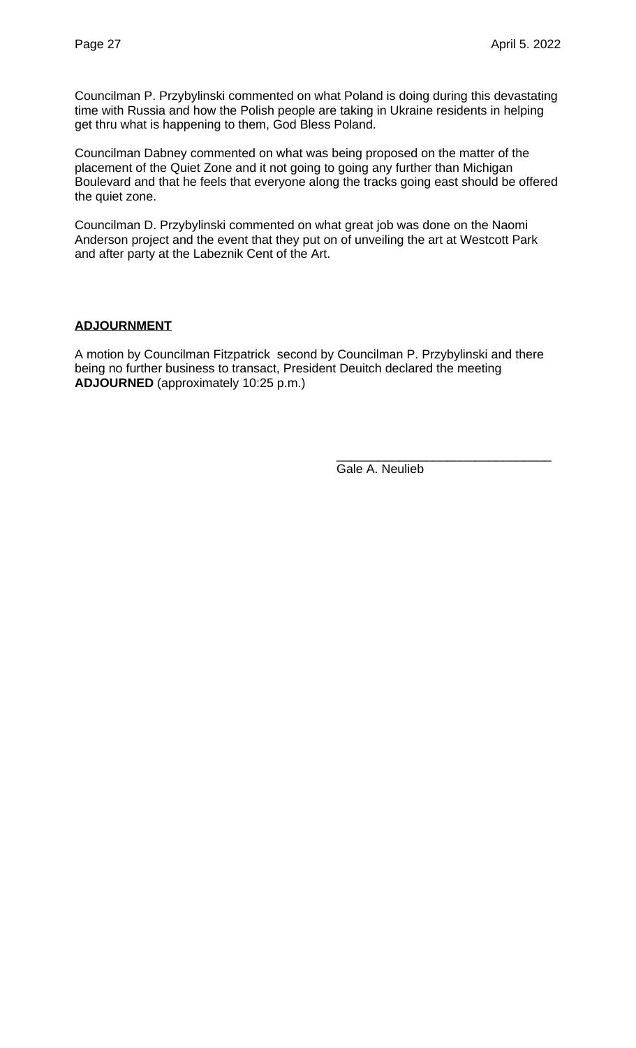Councilman P. Przybylinski commented on what Poland is doing during this devastating time with Russia and how the Polish people are taking in Ukraine residents in helping get thru what is happening to them, God Bless Poland.

Councilman Dabney commented on what was being proposed on the matter of the placement of the Quiet Zone and it not going to going any further than Michigan Boulevard and that he feels that everyone along the tracks going east should be offered the quiet zone.

Councilman D. Przybylinski commented on what great job was done on the Naomi Anderson project and the event that they put on of unveiling the art at Westcott Park and after party at the Labeznik Cent of the Art.

**ADJOURNMENT**

A motion by Councilman Fitzpatrick second by Councilman P. Przybylinski and there being no further business to transact, President Deuitch declared the meeting **ADJOURNED** (approximately 10:25 p.m.)

_______________________________
Gale A. Neulieb